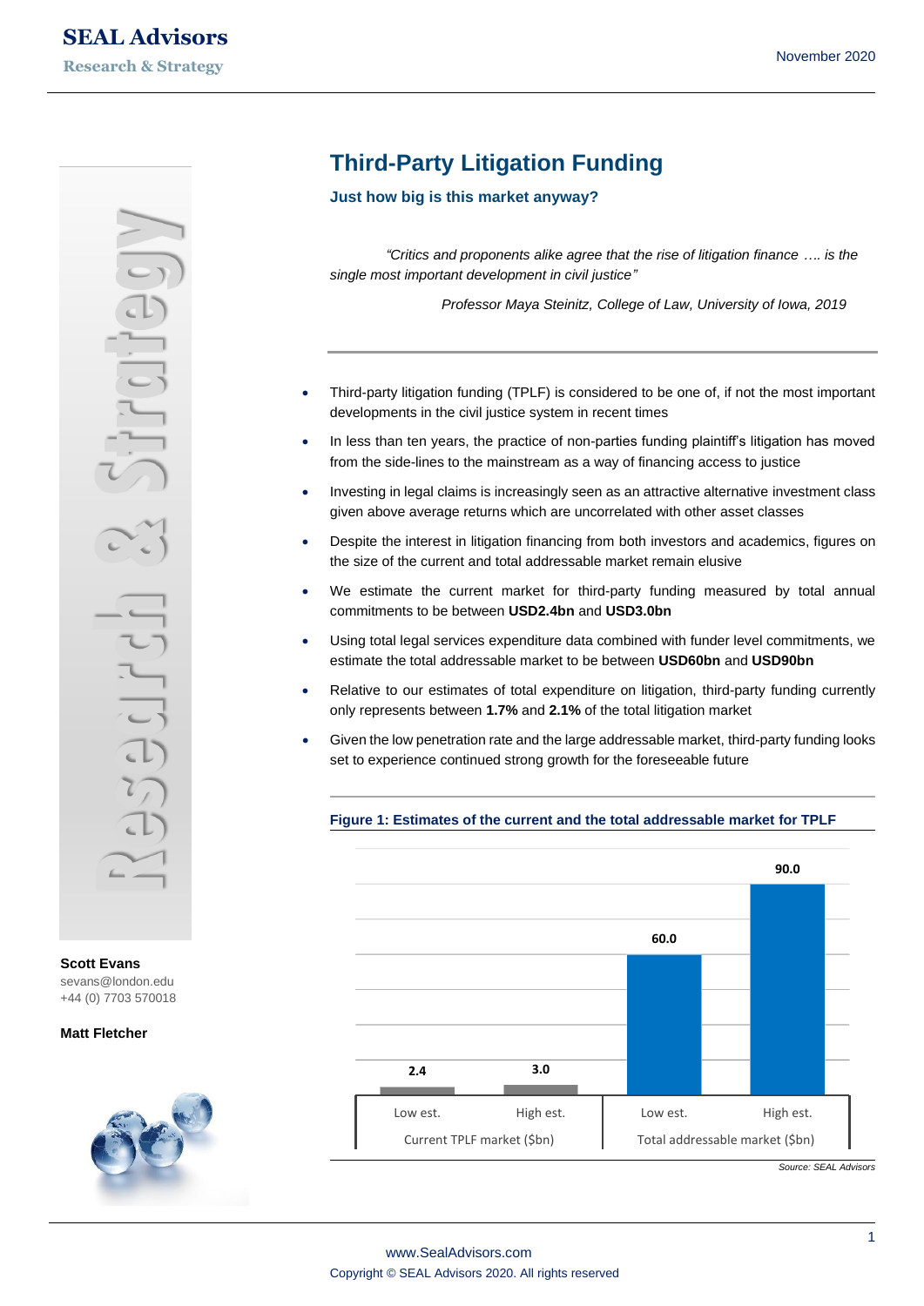# SEAL Advisors

**Research & Strategy**

November 2020

## Third-Party Litigation Funding

### Just how big is this market anyway?

*"Critics and proponents alike agree that the rise of litigation finance …. is the single most important development in civil justice"*

*Professor Maya Steinitz, College of Law, University of Iowa, 2019*

- Third-party litigation funding (TPLF) is considered to be one of, if not the most important developments in the civil justice system in recent times
- In less than ten years, the practice of non-parties funding plaintiff's litigation has moved from the side-lines to the mainstream as a way of financing access to justice
- Investing in legal claims is increasingly seen as an attractive alternative investment class given above average returns which are uncorrelated with other asset classes
- Despite the interest in litigation financing from both investors and academics, figures on the size of the current and total addressable market remain elusive
- We estimate the current market for third-party funding measured by total annual commitments to be between **USD2.4bn** and **USD3.0bn**
- Using total legal services expenditure data combined with funder level commitments, we estimate the total addressable market to be between **USD60bn** and **USD90bn**
- Relative to our estimates of total expenditure on litigation, third-party funding currently only represents between **1.7%** and **2.1%** of the total litigation market
- Given the low penetration rate and the large addressable market, third-party funding looks set to experience continued strong growth for the foreseeable future

**Figure 1: Estimates of the current and the total addressable market for TPLF**

| | Low est. | High est. |
|---|---|---|
| Current TPLF market ($bn) | 2.4 | 3.0 |
| Total addressable market ($bn) | 60.0 | 90.0 |

*Source: SEAL Advisors*

**Scott Evans**
sevans@london.edu
+44 (0) 7703 570018

**Matt Fletcher**

www.SealAdvisors.com
Copyright © SEAL Advisors 2020. All rights reserved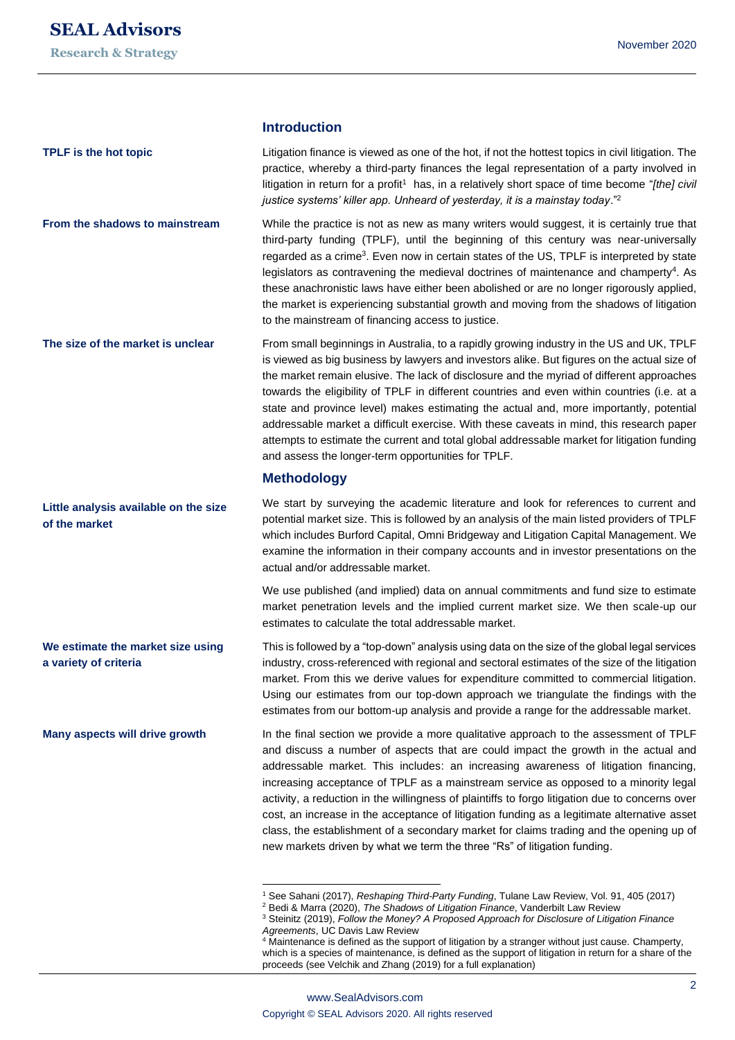## Introduction

**TPLF is the hot topic**

Litigation finance is viewed as one of the hot, if not the hottest topics in civil litigation. The practice, whereby a third-party finances the legal representation of a party involved in litigation in return for a profit[1] has, in a relatively short space of time become "*[the] civil justice systems' killer app. Unheard of yesterday, it is a mainstay today*."[2]

**From the shadows to mainstream**

While the practice is not as new as many writers would suggest, it is certainly true that third-party funding (TPLF), until the beginning of this century was near-universally regarded as a crime[3]. Even now in certain states of the US, TPLF is interpreted by state legislators as contravening the medieval doctrines of maintenance and champerty[4]. As these anachronistic laws have either been abolished or are no longer rigorously applied, the market is experiencing substantial growth and moving from the shadows of litigation to the mainstream of financing access to justice.

**The size of the market is unclear**

From small beginnings in Australia, to a rapidly growing industry in the US and UK, TPLF is viewed as big business by lawyers and investors alike. But figures on the actual size of the market remain elusive. The lack of disclosure and the myriad of different approaches towards the eligibility of TPLF in different countries and even within countries (i.e. at a state and province level) makes estimating the actual and, more importantly, potential addressable market a difficult exercise. With these caveats in mind, this research paper attempts to estimate the current and total global addressable market for litigation funding and assess the longer-term opportunities for TPLF.

## Methodology

**Little analysis available on the size of the market**

We start by surveying the academic literature and look for references to current and potential market size. This is followed by an analysis of the main listed providers of TPLF which includes Burford Capital, Omni Bridgeway and Litigation Capital Management. We examine the information in their company accounts and in investor presentations on the actual and/or addressable market.

We use published (and implied) data on annual commitments and fund size to estimate market penetration levels and the implied current market size. We then scale-up our estimates to calculate the total addressable market.

**We estimate the market size using a variety of criteria**

This is followed by a "top-down" analysis using data on the size of the global legal services industry, cross-referenced with regional and sectoral estimates of the size of the litigation market. From this we derive values for expenditure committed to commercial litigation. Using our estimates from our top-down approach we triangulate the findings with the estimates from our bottom-up analysis and provide a range for the addressable market.

**Many aspects will drive growth**

In the final section we provide a more qualitative approach to the assessment of TPLF and discuss a number of aspects that are could impact the growth in the actual and addressable market. This includes: an increasing awareness of litigation financing, increasing acceptance of TPLF as a mainstream service as opposed to a minority legal activity, a reduction in the willingness of plaintiffs to forgo litigation due to concerns over cost, an increase in the acceptance of litigation funding as a legitimate alternative asset class, the establishment of a secondary market for claims trading and the opening up of new markets driven by what we term the three "Rs" of litigation funding.

---

[1] See Sahani (2017), *Reshaping Third-Party Funding*, Tulane Law Review, Vol. 91, 405 (2017)

[2] Bedi & Marra (2020), *The Shadows of Litigation Finance*, Vanderbilt Law Review

[3] Steinitz (2019), *Follow the Money? A Proposed Approach for Disclosure of Litigation Finance Agreements*, UC Davis Law Review

[4] Maintenance is defined as the support of litigation by a stranger without just cause. Champerty, which is a species of maintenance, is defined as the support of litigation in return for a share of the proceeds (see Velchik and Zhang (2019) for a full explanation)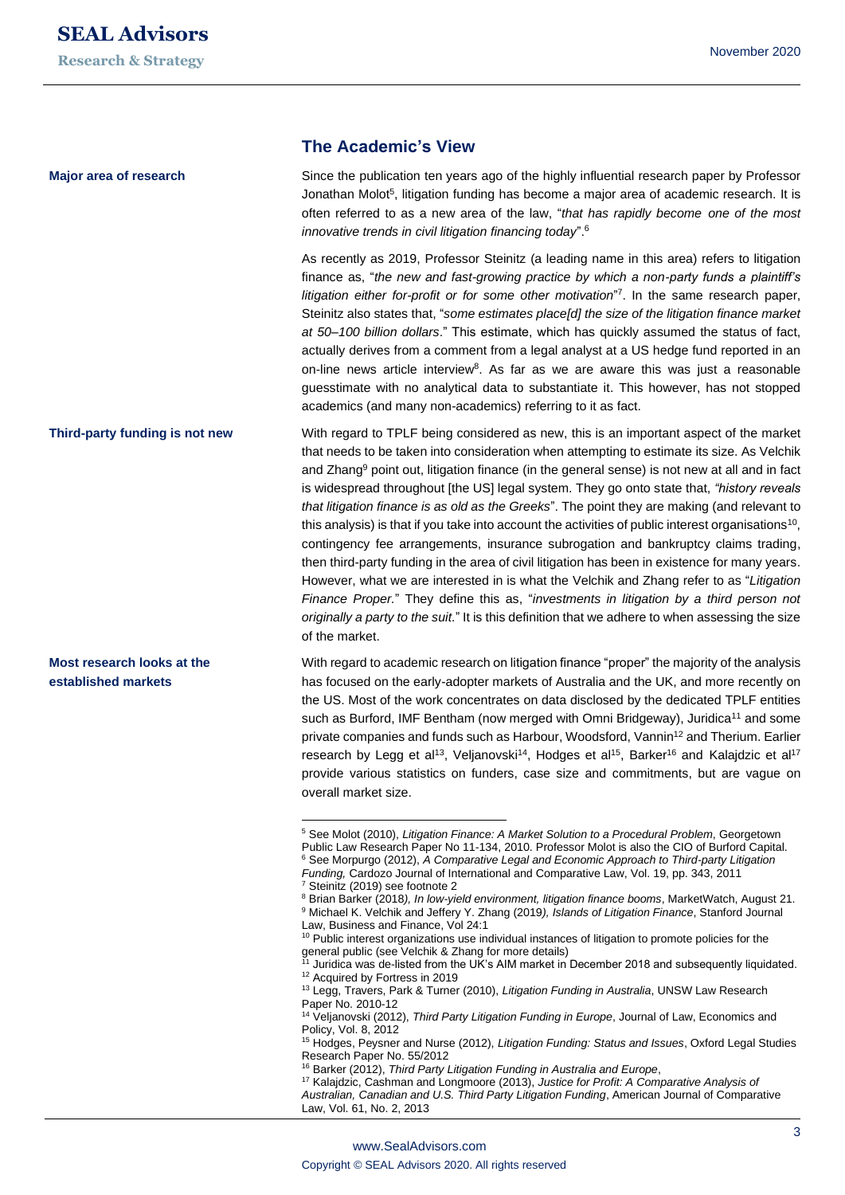## The Academic's View

**Major area of research**

Since the publication ten years ago of the highly influential research paper by Professor Jonathan Molot[5], litigation funding has become a major area of academic research. It is often referred to as a new area of the law, "*that has rapidly become one of the most innovative trends in civil litigation financing today*".[6]

As recently as 2019, Professor Steinitz (a leading name in this area) refers to litigation finance as, "*the new and fast-growing practice by which a non-party funds a plaintiff's litigation either for-profit or for some other motivation*"[7]. In the same research paper, Steinitz also states that, "*some estimates place[d] the size of the litigation finance market at 50–100 billion dollars*." This estimate, which has quickly assumed the status of fact, actually derives from a comment from a legal analyst at a US hedge fund reported in an on-line news article interview[8]. As far as we are aware this was just a reasonable guesstimate with no analytical data to substantiate it. This however, has not stopped academics (and many non-academics) referring to it as fact.

**Third-party funding is not new**

With regard to TPLF being considered as new, this is an important aspect of the market that needs to be taken into consideration when attempting to estimate its size. As Velchik and Zhang[9] point out, litigation finance (in the general sense) is not new at all and in fact is widespread throughout [the US] legal system. They go onto state that, *"history reveals that litigation finance is as old as the Greeks*". The point they are making (and relevant to this analysis) is that if you take into account the activities of public interest organisations[10], contingency fee arrangements, insurance subrogation and bankruptcy claims trading, then third-party funding in the area of civil litigation has been in existence for many years. However, what we are interested in is what the Velchik and Zhang refer to as "*Litigation Finance Proper.*" They define this as, "*investments in litigation by a third person not originally a party to the suit.*" It is this definition that we adhere to when assessing the size of the market.

**Most research looks at the established markets**

With regard to academic research on litigation finance "proper" the majority of the analysis has focused on the early-adopter markets of Australia and the UK, and more recently on the US. Most of the work concentrates on data disclosed by the dedicated TPLF entities such as Burford, IMF Bentham (now merged with Omni Bridgeway), Juridica[11] and some private companies and funds such as Harbour, Woodsford, Vannin[12] and Therium. Earlier research by Legg et al[13], Veljanovski[14], Hodges et al[15], Barker[16] and Kalajdzic et al[17] provide various statistics on funders, case size and commitments, but are vague on overall market size.

---

[5] See Molot (2010), *Litigation Finance: A Market Solution to a Procedural Problem*, Georgetown Public Law Research Paper No 11-134, 2010. Professor Molot is also the CIO of Burford Capital.
[6] See Morpurgo (2012), *A Comparative Legal and Economic Approach to Third-party Litigation Funding,* Cardozo Journal of International and Comparative Law, Vol. 19, pp. 343, 2011
[7] Steinitz (2019) see footnote 2
[8] Brian Barker (2018*), In low-yield environment, litigation finance booms*, MarketWatch, August 21.
[9] Michael K. Velchik and Jeffery Y. Zhang (2019*), Islands of Litigation Finance*, Stanford Journal Law, Business and Finance, Vol 24:1
[10] Public interest organizations use individual instances of litigation to promote policies for the general public (see Velchik & Zhang for more details)
[11] Juridica was de-listed from the UK's AIM market in December 2018 and subsequently liquidated.
[12] Acquired by Fortress in 2019
[13] Legg, Travers, Park & Turner (2010), *Litigation Funding in Australia*, UNSW Law Research Paper No. 2010-12
[14] Veljanovski (2012), *Third Party Litigation Funding in Europe*, Journal of Law, Economics and Policy, Vol. 8, 2012
[15] Hodges, Peysner and Nurse (2012), *Litigation Funding: Status and Issues*, Oxford Legal Studies Research Paper No. 55/2012
[16] Barker (2012), *Third Party Litigation Funding in Australia and Europe*,
[17] Kalajdzic, Cashman and Longmoore (2013), *Justice for Profit: A Comparative Analysis of Australian, Canadian and U.S. Third Party Litigation Funding*, American Journal of Comparative Law, Vol. 61, No. 2, 2013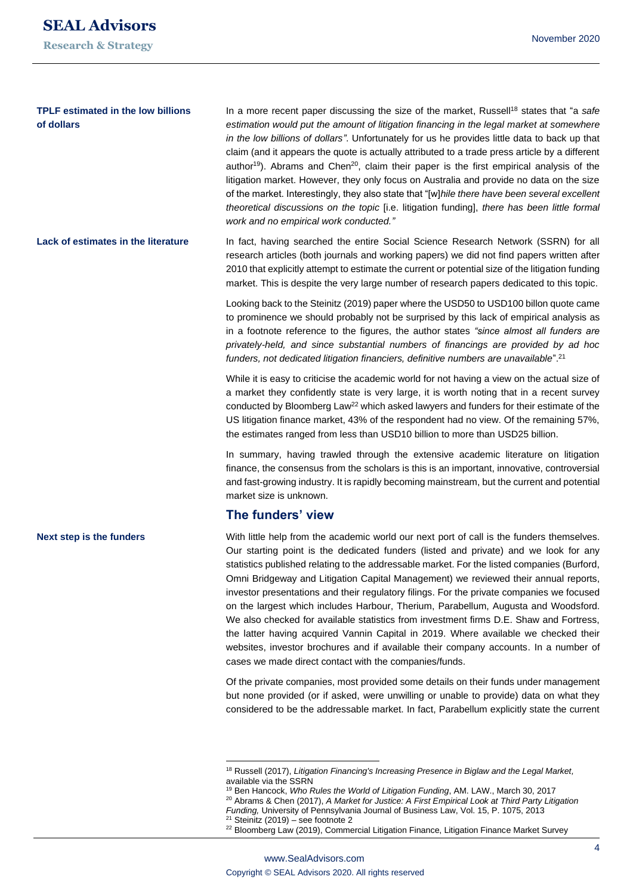**TPLF estimated in the low billions of dollars**

In a more recent paper discussing the size of the market, Russell[18] states that "a *safe estimation would put the amount of litigation financing in the legal market at somewhere in the low billions of dollars"*. Unfortunately for us he provides little data to back up that claim (and it appears the quote is actually attributed to a trade press article by a different author[19]). Abrams and Chen[20], claim their paper is the first empirical analysis of the litigation market. However, they only focus on Australia and provide no data on the size of the market. Interestingly, they also state that "[w]*hile there have been several excellent theoretical discussions on the topic* [i.e. litigation funding], *there has been little formal work and no empirical work conducted."*

**Lack of estimates in the literature**

In fact, having searched the entire Social Science Research Network (SSRN) for all research articles (both journals and working papers) we did not find papers written after 2010 that explicitly attempt to estimate the current or potential size of the litigation funding market. This is despite the very large number of research papers dedicated to this topic.

Looking back to the Steinitz (2019) paper where the USD50 to USD100 billon quote came to prominence we should probably not be surprised by this lack of empirical analysis as in a footnote reference to the figures, the author states *"since almost all funders are privately-held, and since substantial numbers of financings are provided by ad hoc funders, not dedicated litigation financiers, definitive numbers are unavailable*".[21]

While it is easy to criticise the academic world for not having a view on the actual size of a market they confidently state is very large, it is worth noting that in a recent survey conducted by Bloomberg Law[22] which asked lawyers and funders for their estimate of the US litigation finance market, 43% of the respondent had no view. Of the remaining 57%, the estimates ranged from less than USD10 billion to more than USD25 billion.

In summary, having trawled through the extensive academic literature on litigation finance, the consensus from the scholars is this is an important, innovative, controversial and fast-growing industry. It is rapidly becoming mainstream, but the current and potential market size is unknown.

## The funders' view

**Next step is the funders**

With little help from the academic world our next port of call is the funders themselves. Our starting point is the dedicated funders (listed and private) and we look for any statistics published relating to the addressable market. For the listed companies (Burford, Omni Bridgeway and Litigation Capital Management) we reviewed their annual reports, investor presentations and their regulatory filings. For the private companies we focused on the largest which includes Harbour, Therium, Parabellum, Augusta and Woodsford. We also checked for available statistics from investment firms D.E. Shaw and Fortress, the latter having acquired Vannin Capital in 2019. Where available we checked their websites, investor brochures and if available their company accounts. In a number of cases we made direct contact with the companies/funds.

Of the private companies, most provided some details on their funds under management but none provided (or if asked, were unwilling or unable to provide) data on what they considered to be the addressable market. In fact, Parabellum explicitly state the current

---

[18] Russell (2017), *Litigation Financing's Increasing Presence in Biglaw and the Legal Market,* available via the SSRN

[19] Ben Hancock, *Who Rules the World of Litigation Funding*, AM. LAW., March 30, 2017

[20] Abrams & Chen (2017), *A Market for Justice: A First Empirical Look at Third Party Litigation Funding,* University of Pennsylvania Journal of Business Law, Vol. 15, P. 1075, 2013

[21] Steinitz (2019) – see footnote 2

[22] Bloomberg Law (2019), Commercial Litigation Finance, Litigation Finance Market Survey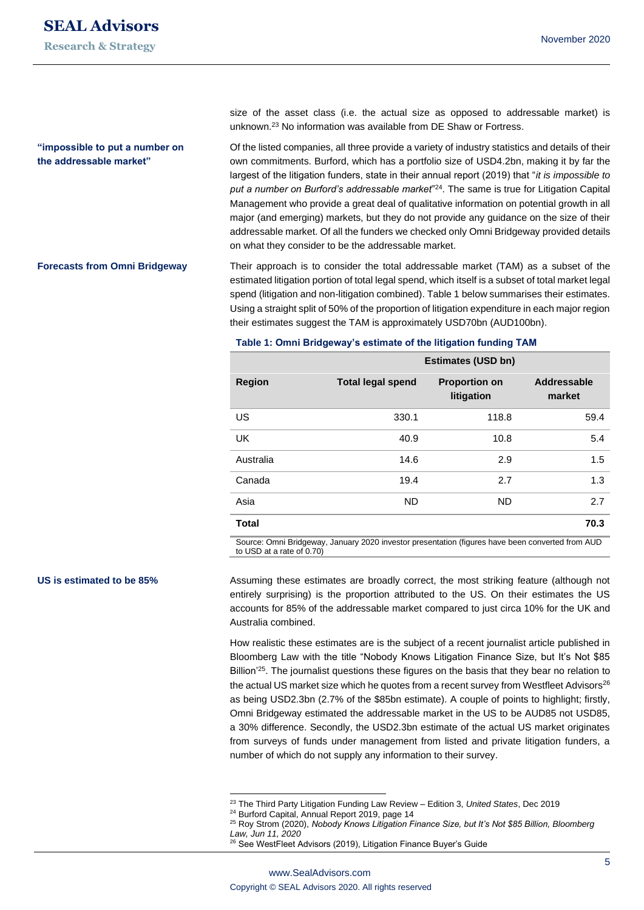size of the asset class (i.e. the actual size as opposed to addressable market) is unknown.[23] No information was available from DE Shaw or Fortress.

**"impossible to put a number on the addressable market"**

Of the listed companies, all three provide a variety of industry statistics and details of their own commitments. Burford, which has a portfolio size of USD4.2bn, making it by far the largest of the litigation funders, state in their annual report (2019) that "*it is impossible to put a number on Burford's addressable market*"[24]. The same is true for Litigation Capital Management who provide a great deal of qualitative information on potential growth in all major (and emerging) markets, but they do not provide any guidance on the size of their addressable market. Of all the funders we checked only Omni Bridgeway provided details on what they consider to be the addressable market.

**Forecasts from Omni Bridgeway**

Their approach is to consider the total addressable market (TAM) as a subset of the estimated litigation portion of total legal spend, which itself is a subset of total market legal spend (litigation and non-litigation combined). Table 1 below summarises their estimates. Using a straight split of 50% of the proportion of litigation expenditure in each major region their estimates suggest the TAM is approximately USD70bn (AUD100bn).

**Table 1: Omni Bridgeway's estimate of the litigation funding TAM**

| | Estimates (USD bn) | | |
|---|---|---|---|
| **Region** | **Total legal spend** | **Proportion on litigation** | **Addressable market** |
| US | 330.1 | 118.8 | 59.4 |
| UK | 40.9 | 10.8 | 5.4 |
| Australia | 14.6 | 2.9 | 1.5 |
| Canada | 19.4 | 2.7 | 1.3 |
| Asia | ND | ND | 2.7 |
| **Total** | | | **70.3** |

Source: Omni Bridgeway, January 2020 investor presentation (figures have been converted from AUD to USD at a rate of 0.70)

**US is estimated to be 85%**

Assuming these estimates are broadly correct, the most striking feature (although not entirely surprising) is the proportion attributed to the US. On their estimates the US accounts for 85% of the addressable market compared to just circa 10% for the UK and Australia combined.

How realistic these estimates are is the subject of a recent journalist article published in Bloomberg Law with the title "Nobody Knows Litigation Finance Size, but It's Not $85 Billion'[25]. The journalist questions these figures on the basis that they bear no relation to the actual US market size which he quotes from a recent survey from Westfleet Advisors[26] as being USD2.3bn (2.7% of the $85bn estimate). A couple of points to highlight; firstly, Omni Bridgeway estimated the addressable market in the US to be AUD85 not USD85, a 30% difference. Secondly, the USD2.3bn estimate of the actual US market originates from surveys of funds under management from listed and private litigation funders, a number of which do not supply any information to their survey.

---

[23] The Third Party Litigation Funding Law Review – Edition 3, *United States*, Dec 2019

[24] Burford Capital, Annual Report 2019, page 14

[25] Roy Strom (2020), *Nobody Knows Litigation Finance Size, but It's Not $85 Billion, Bloomberg Law, Jun 11, 2020*

[26] See WestFleet Advisors (2019), Litigation Finance Buyer's Guide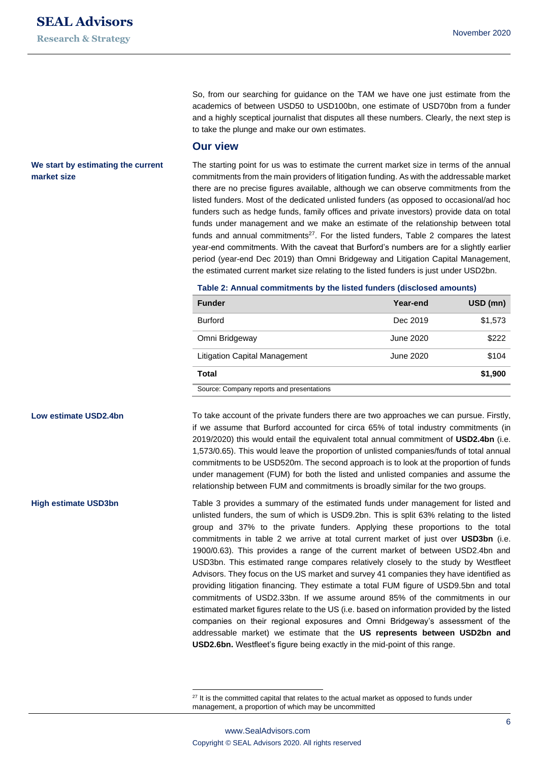So, from our searching for guidance on the TAM we have one just estimate from the academics of between USD50 to USD100bn, one estimate of USD70bn from a funder and a highly sceptical journalist that disputes all these numbers. Clearly, the next step is to take the plunge and make our own estimates.

## Our view

**We start by estimating the current market size**

The starting point for us was to estimate the current market size in terms of the annual commitments from the main providers of litigation funding. As with the addressable market there are no precise figures available, although we can observe commitments from the listed funders. Most of the dedicated unlisted funders (as opposed to occasional/ad hoc funders such as hedge funds, family offices and private investors) provide data on total funds under management and we make an estimate of the relationship between total funds and annual commitments[27]. For the listed funders, Table 2 compares the latest year-end commitments. With the caveat that Burford's numbers are for a slightly earlier period (year-end Dec 2019) than Omni Bridgeway and Litigation Capital Management, the estimated current market size relating to the listed funders is just under USD2bn.

**Table 2: Annual commitments by the listed funders (disclosed amounts)**

| Funder | Year-end | USD (mn) |
|---|---|---|
| Burford | Dec 2019 | $1,573 |
| Omni Bridgeway | June 2020 | $222 |
| Litigation Capital Management | June 2020 | $104 |
| **Total** | | **$1,900** |

Source: Company reports and presentations

**Low estimate USD2.4bn**

To take account of the private funders there are two approaches we can pursue. Firstly, if we assume that Burford accounted for circa 65% of total industry commitments (in 2019/2020) this would entail the equivalent total annual commitment of **USD2.4bn** (i.e. 1,573/0.65). This would leave the proportion of unlisted companies/funds of total annual commitments to be USD520m. The second approach is to look at the proportion of funds under management (FUM) for both the listed and unlisted companies and assume the relationship between FUM and commitments is broadly similar for the two groups.

**High estimate USD3bn**

Table 3 provides a summary of the estimated funds under management for listed and unlisted funders, the sum of which is USD9.2bn. This is split 63% relating to the listed group and 37% to the private funders. Applying these proportions to the total commitments in table 2 we arrive at total current market of just over **USD3bn** (i.e. 1900/0.63). This provides a range of the current market of between USD2.4bn and USD3bn. This estimated range compares relatively closely to the study by Westfleet Advisors. They focus on the US market and survey 41 companies they have identified as providing litigation financing. They estimate a total FUM figure of USD9.5bn and total commitments of USD2.33bn. If we assume around 85% of the commitments in our estimated market figures relate to the US (i.e. based on information provided by the listed companies on their regional exposures and Omni Bridgeway's assessment of the addressable market) we estimate that the **US represents between USD2bn and USD2.6bn.** Westfleet's figure being exactly in the mid-point of this range.

---

[27] It is the committed capital that relates to the actual market as opposed to funds under management, a proportion of which may be uncommitted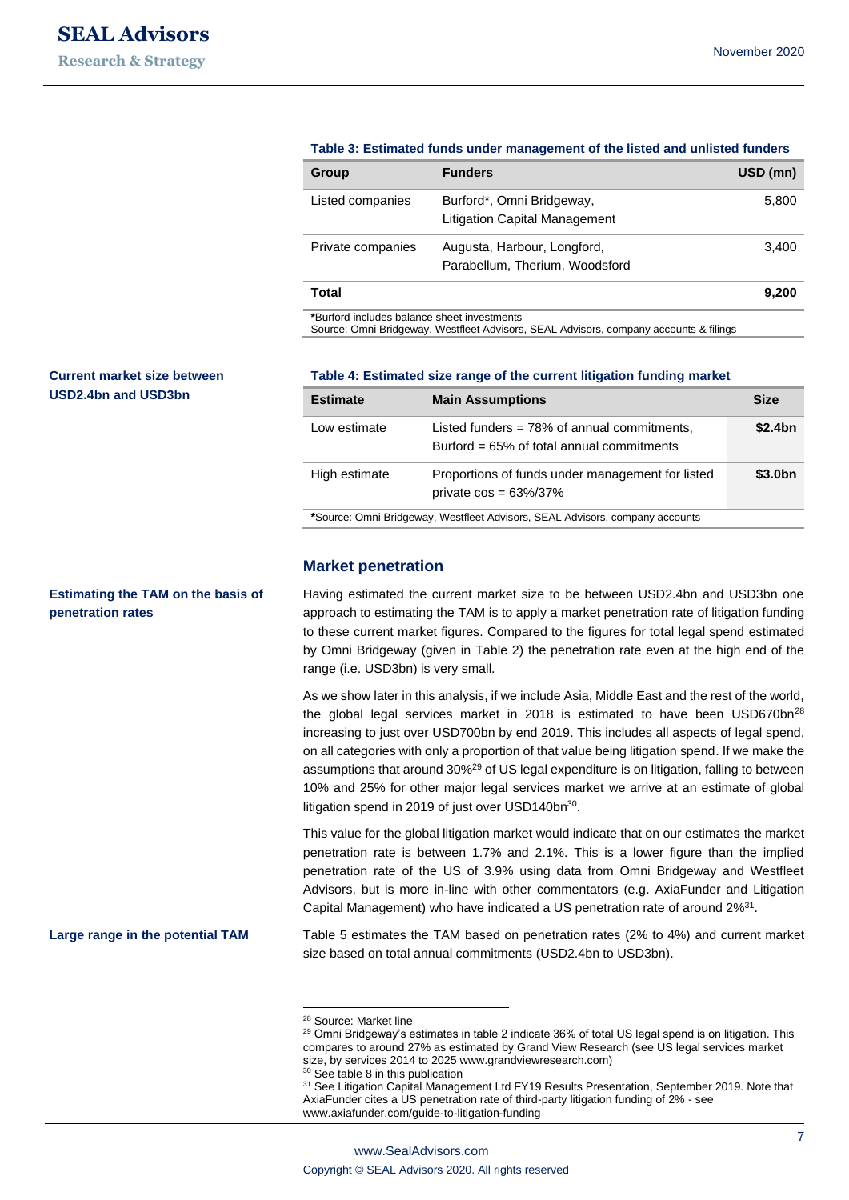**Table 3: Estimated funds under management of the listed and unlisted funders**

| Group | Funders | USD (mn) |
|---|---|---|
| Listed companies | Burford*, Omni Bridgeway, Litigation Capital Management | 5,800 |
| Private companies | Augusta, Harbour, Longford, Parabellum, Therium, Woodsford | 3,400 |
| **Total** | | **9,200** |

*Burford includes balance sheet investments
Source: Omni Bridgeway, Westfleet Advisors, SEAL Advisors, company accounts & filings

**Current market size between USD2.4bn and USD3bn**

**Table 4: Estimated size range of the current litigation funding market**

| Estimate | Main Assumptions | Size |
|---|---|---|
| Low estimate | Listed funders = 78% of annual commitments, Burford = 65% of total annual commitments | **$2.4bn** |
| High estimate | Proportions of funds under management for listed private cos = 63%/37% | **$3.0bn** |

*Source: Omni Bridgeway, Westfleet Advisors, SEAL Advisors, company accounts

## Market penetration

**Estimating the TAM on the basis of penetration rates**

Having estimated the current market size to be between USD2.4bn and USD3bn one approach to estimating the TAM is to apply a market penetration rate of litigation funding to these current market figures. Compared to the figures for total legal spend estimated by Omni Bridgeway (given in Table 2) the penetration rate even at the high end of the range (i.e. USD3bn) is very small.

As we show later in this analysis, if we include Asia, Middle East and the rest of the world, the global legal services market in 2018 is estimated to have been USD670bn[28] increasing to just over USD700bn by end 2019. This includes all aspects of legal spend, on all categories with only a proportion of that value being litigation spend. If we make the assumptions that around 30%[29] of US legal expenditure is on litigation, falling to between 10% and 25% for other major legal services market we arrive at an estimate of global litigation spend in 2019 of just over USD140bn[30].

This value for the global litigation market would indicate that on our estimates the market penetration rate is between 1.7% and 2.1%. This is a lower figure than the implied penetration rate of the US of 3.9% using data from Omni Bridgeway and Westfleet Advisors, but is more in-line with other commentators (e.g. AxiaFunder and Litigation Capital Management) who have indicated a US penetration rate of around 2%[31].

**Large range in the potential TAM**

Table 5 estimates the TAM based on penetration rates (2% to 4%) and current market size based on total annual commitments (USD2.4bn to USD3bn).

---

[28] Source: Market line

[29] Omni Bridgeway's estimates in table 2 indicate 36% of total US legal spend is on litigation. This compares to around 27% as estimated by Grand View Research (see US legal services market size, by services 2014 to 2025 www.grandviewresearch.com)

[30] See table 8 in this publication

[31] See Litigation Capital Management Ltd FY19 Results Presentation, September 2019. Note that AxiaFunder cites a US penetration rate of third-party litigation funding of 2% - see www.axiafunder.com/guide-to-litigation-funding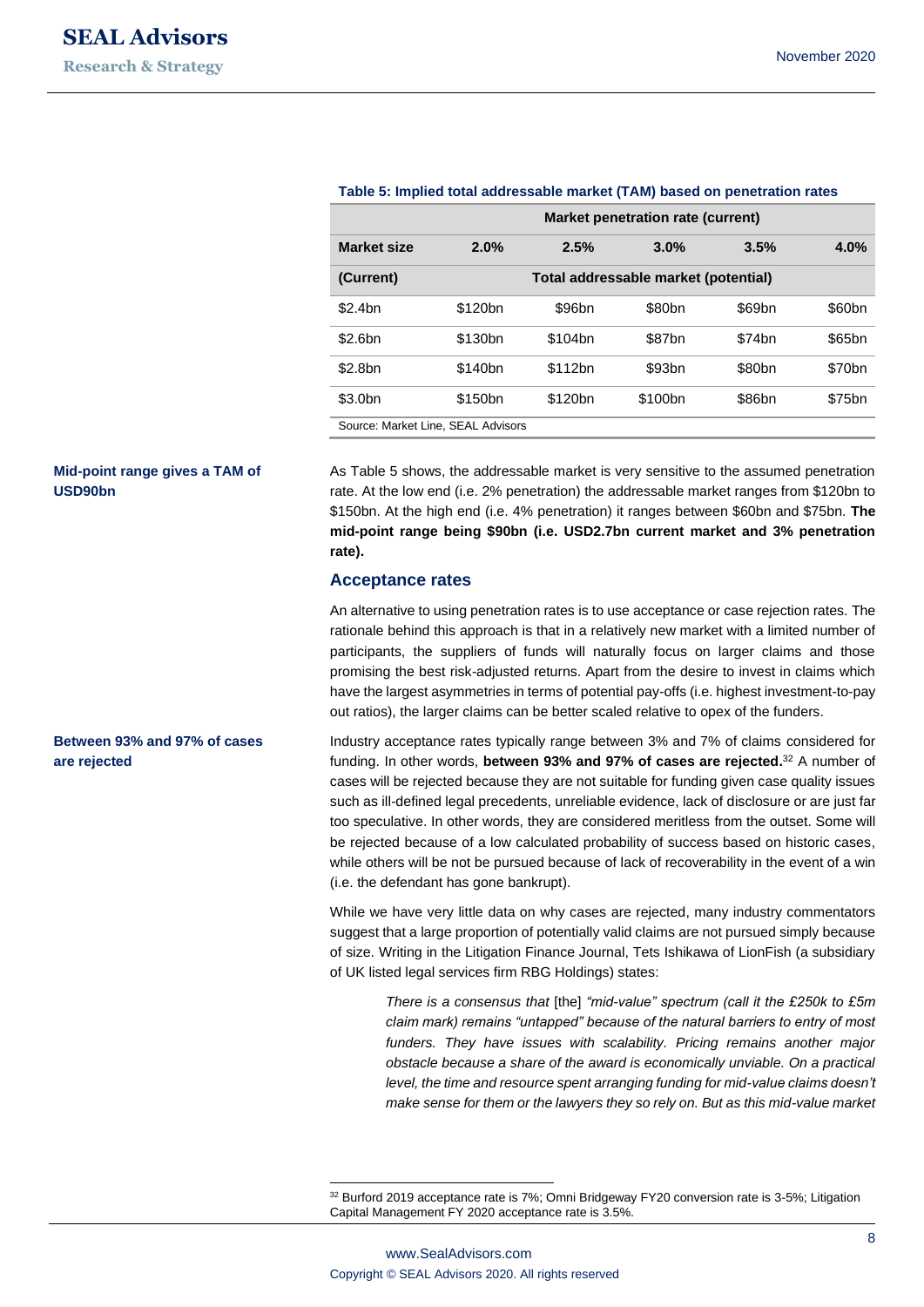**Table 5: Implied total addressable market (TAM) based on penetration rates**

| | Market penetration rate (current) | | | | |
|---|---|---|---|---|---|
| **Market size** | **2.0%** | **2.5%** | **3.0%** | **3.5%** | **4.0%** |
| **(Current)** | **Total addressable market (potential)** | | | | |
| $2.4bn | $120bn | $96bn | $80bn | $69bn | $60bn |
| $2.6bn | $130bn | $104bn | $87bn | $74bn | $65bn |
| $2.8bn | $140bn | $112bn | $93bn | $80bn | $70bn |
| $3.0bn | $150bn | $120bn | $100bn | $86bn | $75bn |

Source: Market Line, SEAL Advisors

**Mid-point range gives a TAM of USD90bn**

As Table 5 shows, the addressable market is very sensitive to the assumed penetration rate. At the low end (i.e. 2% penetration) the addressable market ranges from $120bn to $150bn. At the high end (i.e. 4% penetration) it ranges between $60bn and $75bn. **The mid-point range being $90bn (i.e. USD2.7bn current market and 3% penetration rate).**

## Acceptance rates

An alternative to using penetration rates is to use acceptance or case rejection rates. The rationale behind this approach is that in a relatively new market with a limited number of participants, the suppliers of funds will naturally focus on larger claims and those promising the best risk-adjusted returns. Apart from the desire to invest in claims which have the largest asymmetries in terms of potential pay-offs (i.e. highest investment-to-pay out ratios), the larger claims can be better scaled relative to opex of the funders.

**Between 93% and 97% of cases are rejected**

Industry acceptance rates typically range between 3% and 7% of claims considered for funding. In other words, **between 93% and 97% of cases are rejected.**[32] A number of cases will be rejected because they are not suitable for funding given case quality issues such as ill-defined legal precedents, unreliable evidence, lack of disclosure or are just far too speculative. In other words, they are considered meritless from the outset. Some will be rejected because of a low calculated probability of success based on historic cases, while others will be not be pursued because of lack of recoverability in the event of a win (i.e. the defendant has gone bankrupt).

While we have very little data on why cases are rejected, many industry commentators suggest that a large proportion of potentially valid claims are not pursued simply because of size. Writing in the Litigation Finance Journal, Tets Ishikawa of LionFish (a subsidiary of UK listed legal services firm RBG Holdings) states:

> *There is a consensus that* [the] *"mid-value" spectrum (call it the £250k to £5m claim mark) remains "untapped" because of the natural barriers to entry of most funders. They have issues with scalability. Pricing remains another major obstacle because a share of the award is economically unviable. On a practical level, the time and resource spent arranging funding for mid-value claims doesn't make sense for them or the lawyers they so rely on. But as this mid-value market*

[32] Burford 2019 acceptance rate is 7%; Omni Bridgeway FY20 conversion rate is 3-5%; Litigation Capital Management FY 2020 acceptance rate is 3.5%.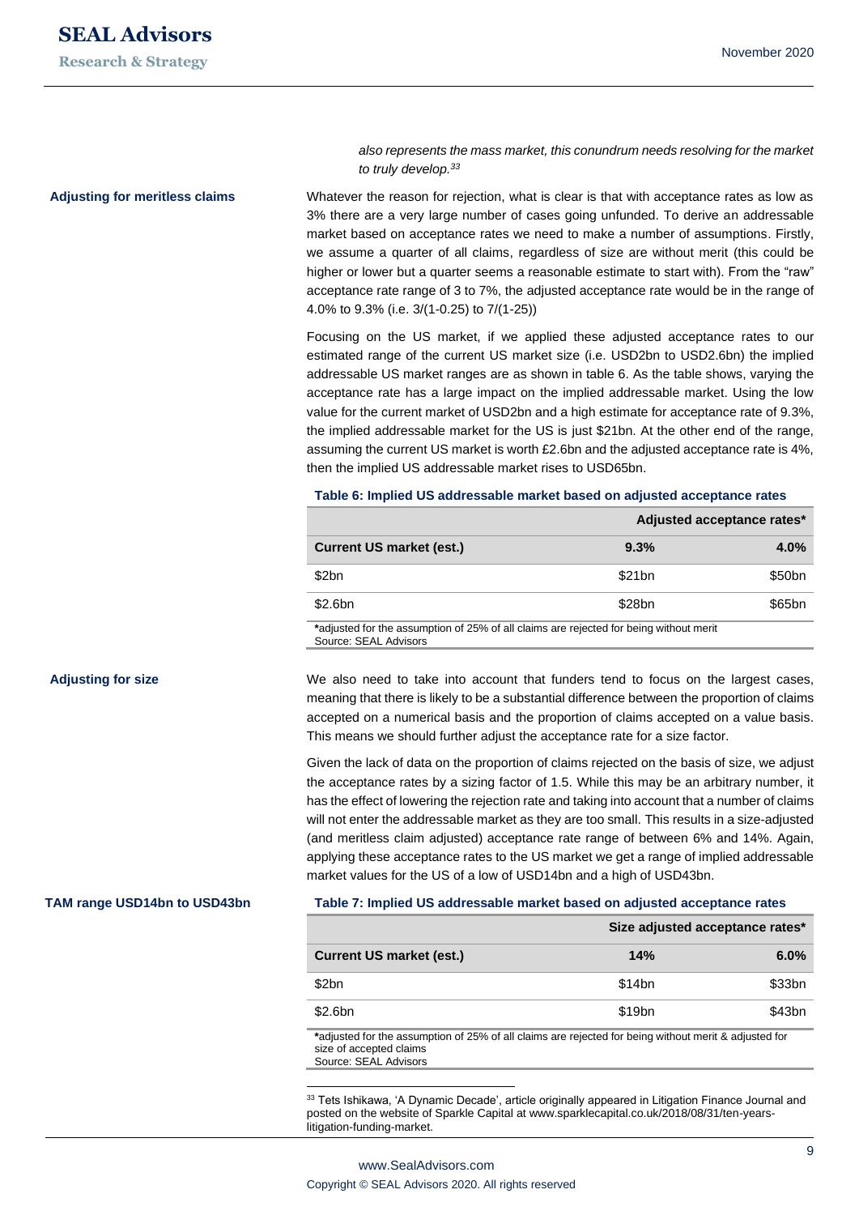*also represents the mass market, this conundrum needs resolving for the market to truly develop.*[33]

**Adjusting for meritless claims**

Whatever the reason for rejection, what is clear is that with acceptance rates as low as 3% there are a very large number of cases going unfunded. To derive an addressable market based on acceptance rates we need to make a number of assumptions. Firstly, we assume a quarter of all claims, regardless of size are without merit (this could be higher or lower but a quarter seems a reasonable estimate to start with). From the "raw" acceptance rate range of 3 to 7%, the adjusted acceptance rate would be in the range of 4.0% to 9.3% (i.e. 3/(1-0.25) to 7/(1-25))

Focusing on the US market, if we applied these adjusted acceptance rates to our estimated range of the current US market size (i.e. USD2bn to USD2.6bn) the implied addressable US market ranges are as shown in table 6. As the table shows, varying the acceptance rate has a large impact on the implied addressable market. Using the low value for the current market of USD2bn and a high estimate for acceptance rate of 9.3%, the implied addressable market for the US is just $21bn. At the other end of the range, assuming the current US market is worth £2.6bn and the adjusted acceptance rate is 4%, then the implied US addressable market rises to USD65bn.

**Table 6: Implied US addressable market based on adjusted acceptance rates**

| | Adjusted acceptance rates* | |
|---|---|---|
| **Current US market (est.)** | **9.3%** | **4.0%** |
| $2bn | $21bn | $50bn |
| $2.6bn | $28bn | $65bn |

*adjusted for the assumption of 25% of all claims are rejected for being without merit
Source: SEAL Advisors

**Adjusting for size**

We also need to take into account that funders tend to focus on the largest cases, meaning that there is likely to be a substantial difference between the proportion of claims accepted on a numerical basis and the proportion of claims accepted on a value basis. This means we should further adjust the acceptance rate for a size factor.

Given the lack of data on the proportion of claims rejected on the basis of size, we adjust the acceptance rates by a sizing factor of 1.5. While this may be an arbitrary number, it has the effect of lowering the rejection rate and taking into account that a number of claims will not enter the addressable market as they are too small. This results in a size-adjusted (and meritless claim adjusted) acceptance rate range of between 6% and 14%. Again, applying these acceptance rates to the US market we get a range of implied addressable market values for the US of a low of USD14bn and a high of USD43bn.

**TAM range USD14bn to USD43bn**

**Table 7: Implied US addressable market based on adjusted acceptance rates**

| | Size adjusted acceptance rates* | |
|---|---|---|
| **Current US market (est.)** | **14%** | **6.0%** |
| $2bn | $14bn | $33bn |
| $2.6bn | $19bn | $43bn |

*adjusted for the assumption of 25% of all claims are rejected for being without merit & adjusted for size of accepted claims
Source: SEAL Advisors

[33] Tets Ishikawa, 'A Dynamic Decade', article originally appeared in Litigation Finance Journal and posted on the website of Sparkle Capital at www.sparklecapital.co.uk/2018/08/31/ten-years-litigation-funding-market.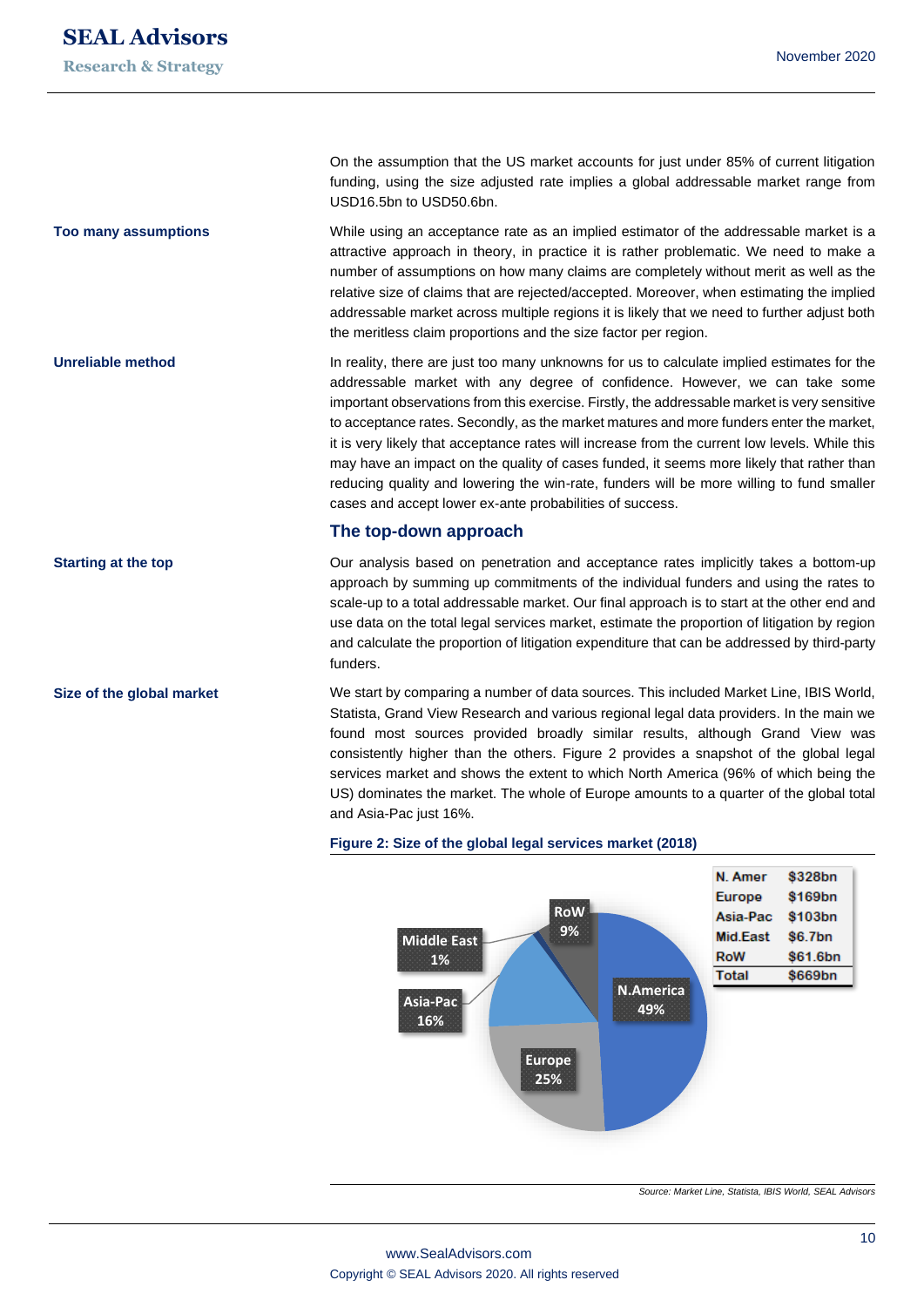On the assumption that the US market accounts for just under 85% of current litigation funding, using the size adjusted rate implies a global addressable market range from USD16.5bn to USD50.6bn.

**Too many assumptions**

While using an acceptance rate as an implied estimator of the addressable market is a attractive approach in theory, in practice it is rather problematic. We need to make a number of assumptions on how many claims are completely without merit as well as the relative size of claims that are rejected/accepted. Moreover, when estimating the implied addressable market across multiple regions it is likely that we need to further adjust both the meritless claim proportions and the size factor per region.

**Unreliable method**

In reality, there are just too many unknowns for us to calculate implied estimates for the addressable market with any degree of confidence. However, we can take some important observations from this exercise. Firstly, the addressable market is very sensitive to acceptance rates. Secondly, as the market matures and more funders enter the market, it is very likely that acceptance rates will increase from the current low levels. While this may have an impact on the quality of cases funded, it seems more likely that rather than reducing quality and lowering the win-rate, funders will be more willing to fund smaller cases and accept lower ex-ante probabilities of success.

## The top-down approach

**Starting at the top**

Our analysis based on penetration and acceptance rates implicitly takes a bottom-up approach by summing up commitments of the individual funders and using the rates to scale-up to a total addressable market. Our final approach is to start at the other end and use data on the total legal services market, estimate the proportion of litigation by region and calculate the proportion of litigation expenditure that can be addressed by third-party funders.

**Size of the global market**

We start by comparing a number of data sources. This included Market Line, IBIS World, Statista, Grand View Research and various regional legal data providers. In the main we found most sources provided broadly similar results, although Grand View was consistently higher than the others. Figure 2 provides a snapshot of the global legal services market and shows the extent to which North America (96% of which being the US) dominates the market. The whole of Europe amounts to a quarter of the global total and Asia-Pac just 16%.

**Figure 2: Size of the global legal services market (2018)**

| Region | Size | Share |
|---|---|---|
| N. Amer | $328bn | 49% |
| Europe | $169bn | 25% |
| Asia-Pac | $103bn | 16% |
| Mid.East | $6.7bn | 1% |
| RoW | $61.6bn | 9% |
| Total | $669bn | |

*Source: Market Line, Statista, IBIS World, SEAL Advisors*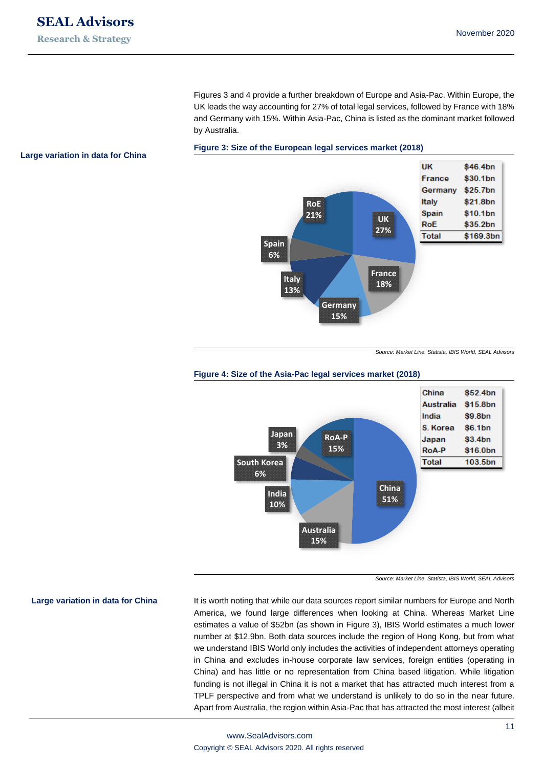Figures 3 and 4 provide a further breakdown of Europe and Asia-Pac. Within Europe, the UK leads the way accounting for 27% of total legal services, followed by France with 18% and Germany with 15%. Within Asia-Pac, China is listed as the dominant market followed by Australia.

**Large variation in data for China**

**Figure 3: Size of the European legal services market (2018)**

| | |
|---|---|
| UK | $46.4bn |
| France | $30.1bn |
| Germany | $25.7bn |
| Italy | $21.8bn |
| Spain | $10.1bn |
| RoE | $35.2bn |
| Total | $169.3bn |

UK 27%, France 18%, Germany 15%, Italy 13%, Spain 6%, RoE 21%

*Source: Market Line, Statista, IBIS World, SEAL Advisors*

**Figure 4: Size of the Asia-Pac legal services market (2018)**

| | |
|---|---|
| China | $52.4bn |
| Australia | $15.8bn |
| India | $9.8bn |
| S. Korea | $6.1bn |
| Japan | $3.4bn |
| RoA-P | $16.0bn |
| Total | 103.5bn |

China 51%, Australia 15%, India 10%, South Korea 6%, Japan 3%, RoA-P 15%

*Source: Market Line, Statista, IBIS World, SEAL Advisors*

**Large variation in data for China**

It is worth noting that while our data sources report similar numbers for Europe and North America, we found large differences when looking at China. Whereas Market Line estimates a value of $52bn (as shown in Figure 3), IBIS World estimates a much lower number at $12.9bn. Both data sources include the region of Hong Kong, but from what we understand IBIS World only includes the activities of independent attorneys operating in China and excludes in-house corporate law services, foreign entities (operating in China) and has little or no representation from China based litigation. While litigation funding is not illegal in China it is not a market that has attracted much interest from a TPLF perspective and from what we understand is unlikely to do so in the near future. Apart from Australia, the region within Asia-Pac that has attracted the most interest (albeit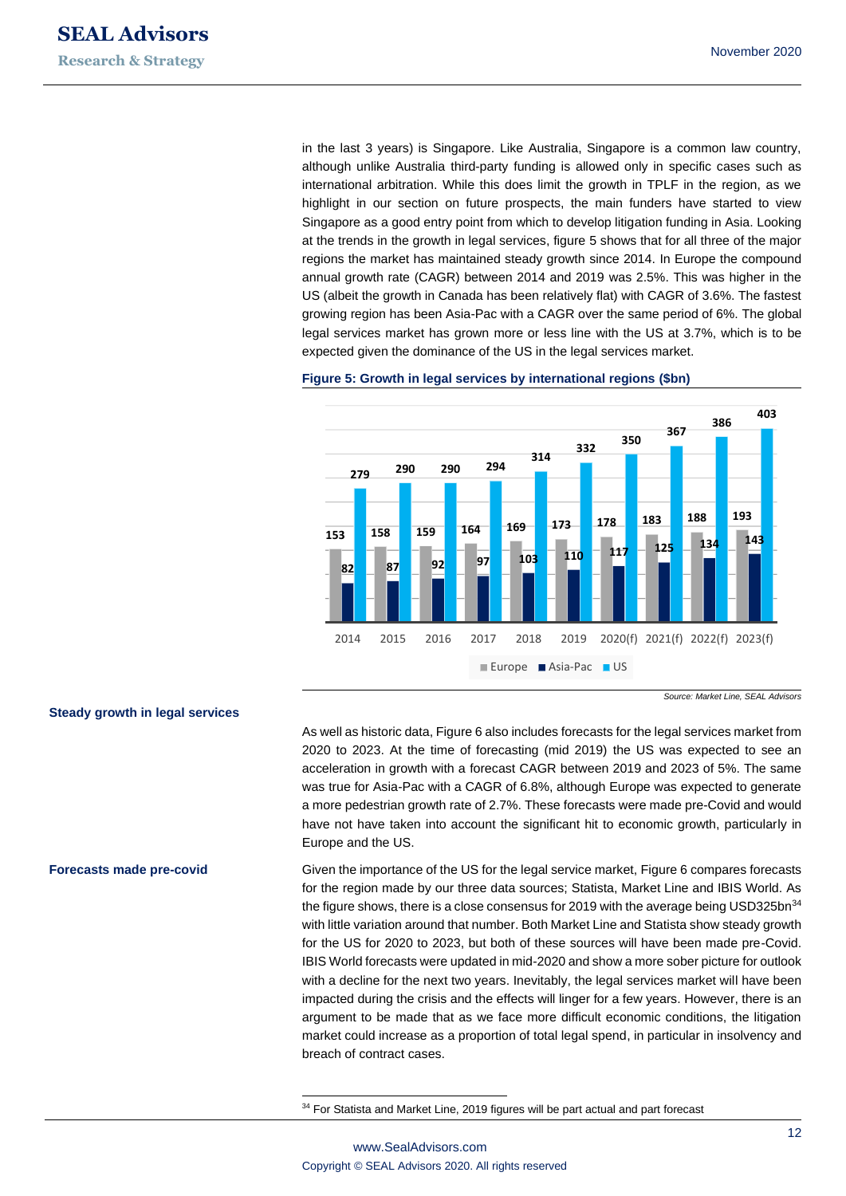in the last 3 years) is Singapore. Like Australia, Singapore is a common law country, although unlike Australia third-party funding is allowed only in specific cases such as international arbitration. While this does limit the growth in TPLF in the region, as we highlight in our section on future prospects, the main funders have started to view Singapore as a good entry point from which to develop litigation funding in Asia. Looking at the trends in the growth in legal services, figure 5 shows that for all three of the major regions the market has maintained steady growth since 2014. In Europe the compound annual growth rate (CAGR) between 2014 and 2019 was 2.5%. This was higher in the US (albeit the growth in Canada has been relatively flat) with CAGR of 3.6%. The fastest growing region has been Asia-Pac with a CAGR over the same period of 6%. The global legal services market has grown more or less line with the US at 3.7%, which is to be expected given the dominance of the US in the legal services market.

**Figure 5: Growth in legal services by international regions ($bn)**

| | Europe | Asia-Pac | US |
|---|---|---|---|
| 2014 | 153 | 82 | 279 |
| 2015 | 158 | 87 | 290 |
| 2016 | 159 | 92 | 290 |
| 2017 | 164 | 97 | 294 |
| 2018 | 169 | 103 | 314 |
| 2019 | 173 | 110 | 332 |
| 2020(f) | 178 | 117 | 350 |
| 2021(f) | 183 | 125 | 367 |
| 2022(f) | 188 | 134 | 386 |
| 2023(f) | 193 | 143 | 403 |

*Source: Market Line, SEAL Advisors*

**Steady growth in legal services**

As well as historic data, Figure 6 also includes forecasts for the legal services market from 2020 to 2023. At the time of forecasting (mid 2019) the US was expected to see an acceleration in growth with a forecast CAGR between 2019 and 2023 of 5%. The same was true for Asia-Pac with a CAGR of 6.8%, although Europe was expected to generate a more pedestrian growth rate of 2.7%. These forecasts were made pre-Covid and would have not have taken into account the significant hit to economic growth, particularly in Europe and the US.

**Forecasts made pre-covid**

Given the importance of the US for the legal service market, Figure 6 compares forecasts for the region made by our three data sources; Statista, Market Line and IBIS World. As the figure shows, there is a close consensus for 2019 with the average being USD325bn[34] with little variation around that number. Both Market Line and Statista show steady growth for the US for 2020 to 2023, but both of these sources will have been made pre-Covid. IBIS World forecasts were updated in mid-2020 and show a more sober picture for outlook with a decline for the next two years. Inevitably, the legal services market will have been impacted during the crisis and the effects will linger for a few years. However, there is an argument to be made that as we face more difficult economic conditions, the litigation market could increase as a proportion of total legal spend, in particular in insolvency and breach of contract cases.

[34] For Statista and Market Line, 2019 figures will be part actual and part forecast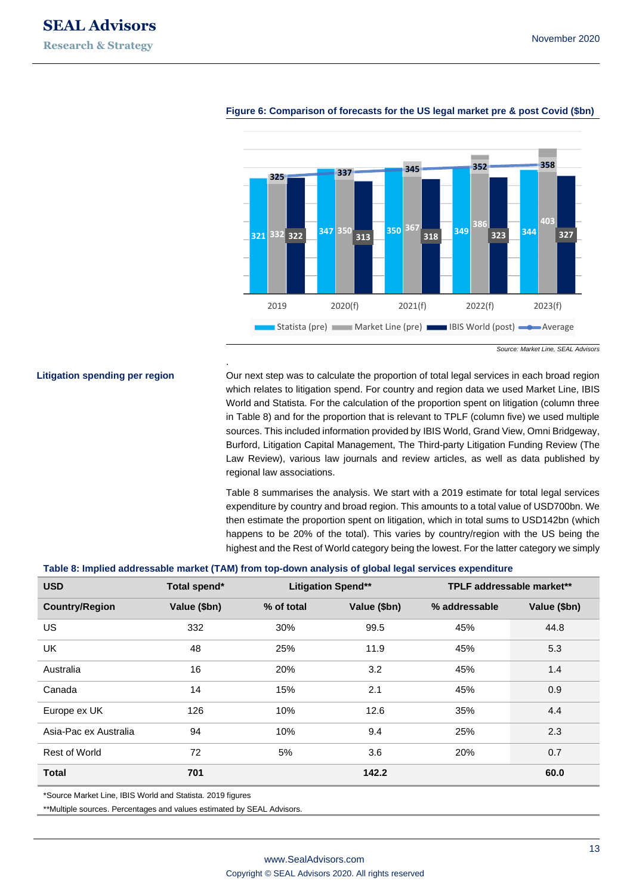**Figure 6: Comparison of forecasts for the US legal market pre & post Covid ($bn)**

| | 2019 | 2020(f) | 2021(f) | 2022(f) | 2023(f) |
|---|---|---|---|---|---|
| Statista (pre) | 321 | 347 | 350 | 349 | 344 |
| Market Line (pre) | 332 | 350 | 367 | 386 | 403 |
| IBIS World (post) | 322 | 313 | 318 | 323 | 327 |
| Average | 325 | 337 | 345 | 352 | 358 |

*Source: Market Line, SEAL Advisors*

### Litigation spending per region

Our next step was to calculate the proportion of total legal services in each broad region which relates to litigation spend. For country and region data we used Market Line, IBIS World and Statista. For the calculation of the proportion spent on litigation (column three in Table 8) and for the proportion that is relevant to TPLF (column five) we used multiple sources. This included information provided by IBIS World, Grand View, Omni Bridgeway, Burford, Litigation Capital Management, The Third-party Litigation Funding Review (The Law Review), various law journals and review articles, as well as data published by regional law associations.

Table 8 summarises the analysis. We start with a 2019 estimate for total legal services expenditure by country and broad region. This amounts to a total value of USD700bn. We then estimate the proportion spent on litigation, which in total sums to USD142bn (which happens to be 20% of the total). This varies by country/region with the US being the highest and the Rest of World category being the lowest. For the latter category we simply

**Table 8: Implied addressable market (TAM) from top-down analysis of global legal services expenditure**

| USD | Total spend* | Litigation Spend** | | TPLF addressable market** | |
|---|---|---|---|---|---|
| **Country/Region** | **Value ($bn)** | **% of total** | **Value ($bn)** | **% addressable** | **Value ($bn)** |
| US | 332 | 30% | 99.5 | 45% | 44.8 |
| UK | 48 | 25% | 11.9 | 45% | 5.3 |
| Australia | 16 | 20% | 3.2 | 45% | 1.4 |
| Canada | 14 | 15% | 2.1 | 45% | 0.9 |
| Europe ex UK | 126 | 10% | 12.6 | 35% | 4.4 |
| Asia-Pac ex Australia | 94 | 10% | 9.4 | 25% | 2.3 |
| Rest of World | 72 | 5% | 3.6 | 20% | 0.7 |
| **Total** | **701** | | **142.2** | | **60.0** |

*Source Market Line, IBIS World and Statista. 2019 figures

**Multiple sources. Percentages and values estimated by SEAL Advisors.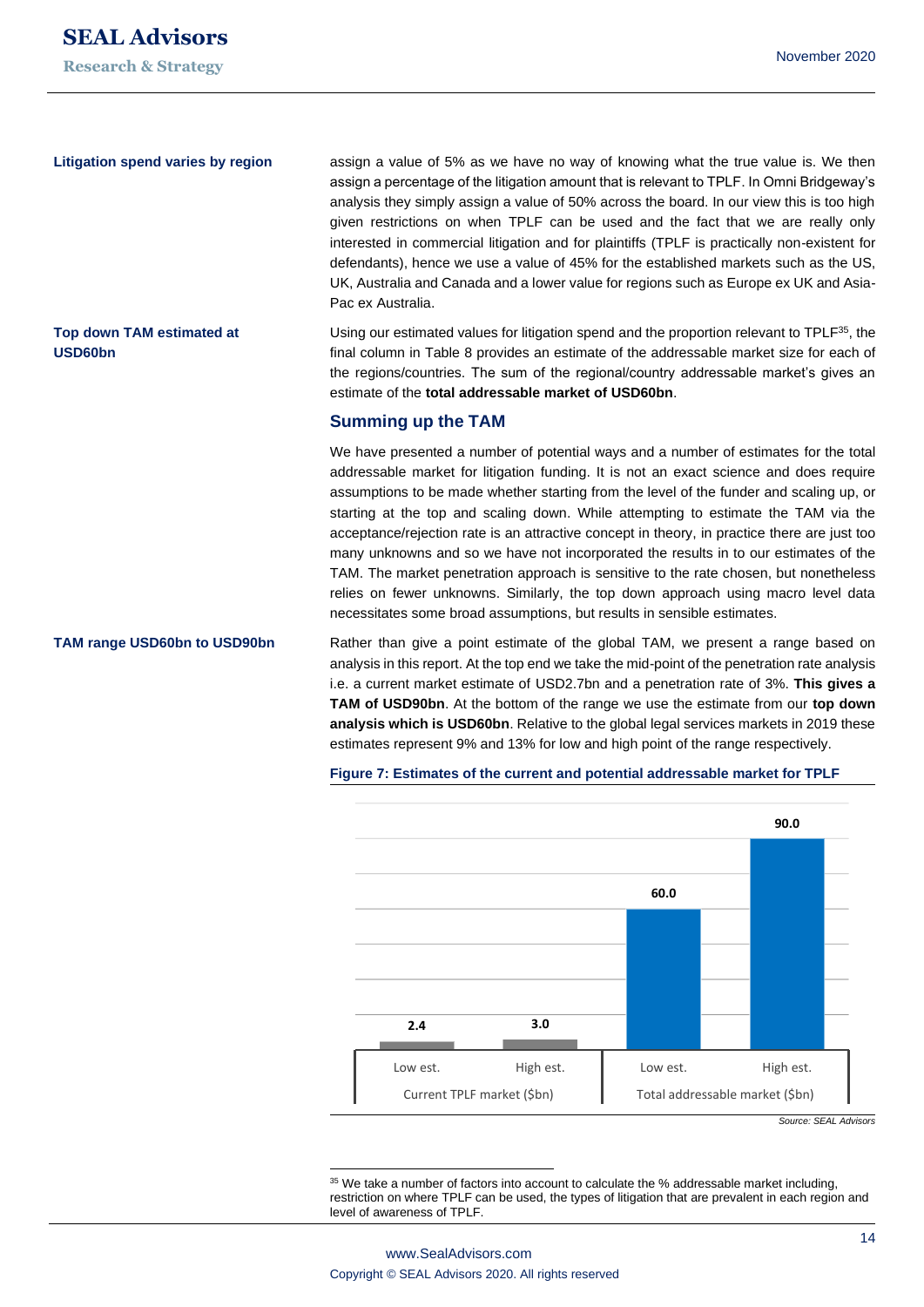**Litigation spend varies by region**

assign a value of 5% as we have no way of knowing what the true value is. We then assign a percentage of the litigation amount that is relevant to TPLF. In Omni Bridgeway's analysis they simply assign a value of 50% across the board. In our view this is too high given restrictions on when TPLF can be used and the fact that we are really only interested in commercial litigation and for plaintiffs (TPLF is practically non-existent for defendants), hence we use a value of 45% for the established markets such as the US, UK, Australia and Canada and a lower value for regions such as Europe ex UK and Asia-Pac ex Australia.

**Top down TAM estimated at USD60bn**

Using our estimated values for litigation spend and the proportion relevant to TPLF[35], the final column in Table 8 provides an estimate of the addressable market size for each of the regions/countries. The sum of the regional/country addressable market's gives an estimate of the **total addressable market of USD60bn**.

## Summing up the TAM

We have presented a number of potential ways and a number of estimates for the total addressable market for litigation funding. It is not an exact science and does require assumptions to be made whether starting from the level of the funder and scaling up, or starting at the top and scaling down. While attempting to estimate the TAM via the acceptance/rejection rate is an attractive concept in theory, in practice there are just too many unknowns and so we have not incorporated the results in to our estimates of the TAM. The market penetration approach is sensitive to the rate chosen, but nonetheless relies on fewer unknowns. Similarly, the top down approach using macro level data necessitates some broad assumptions, but results in sensible estimates.

**TAM range USD60bn to USD90bn**

Rather than give a point estimate of the global TAM, we present a range based on analysis in this report. At the top end we take the mid-point of the penetration rate analysis i.e. a current market estimate of USD2.7bn and a penetration rate of 3%. **This gives a TAM of USD90bn**. At the bottom of the range we use the estimate from our **top down analysis which is USD60bn**. Relative to the global legal services markets in 2019 these estimates represent 9% and 13% for low and high point of the range respectively.

**Figure 7: Estimates of the current and potential addressable market for TPLF**

| | Current TPLF market ($bn) | | Total addressable market ($bn) | |
|---|---|---|---|---|
| | Low est. | High est. | Low est. | High est. |
| Value | 2.4 | 3.0 | 60.0 | 90.0 |

*Source: SEAL Advisors*

[35] We take a number of factors into account to calculate the % addressable market including, restriction on where TPLF can be used, the types of litigation that are prevalent in each region and level of awareness of TPLF.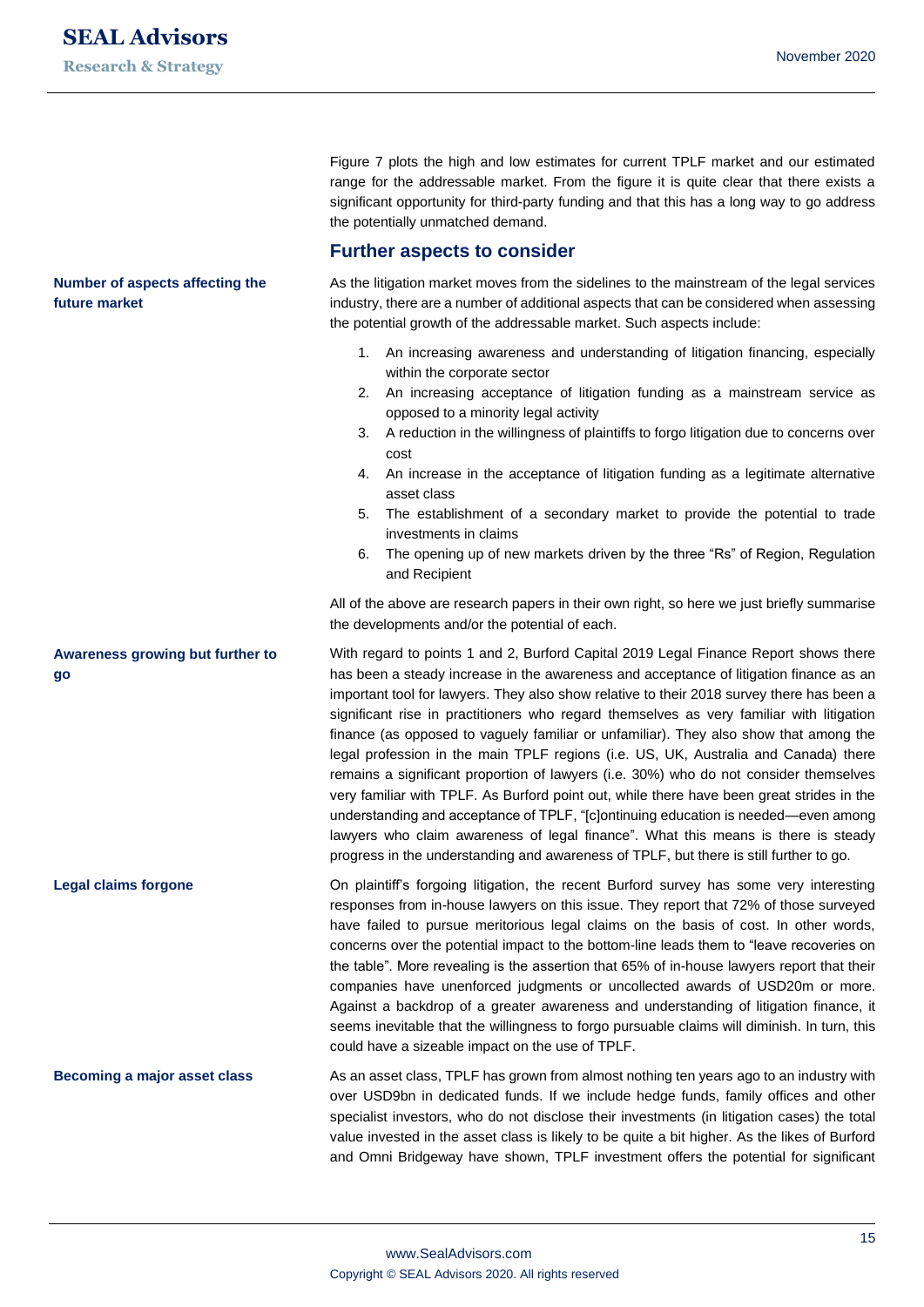Figure 7 plots the high and low estimates for current TPLF market and our estimated range for the addressable market. From the figure it is quite clear that there exists a significant opportunity for third-party funding and that this has a long way to go address the potentially unmatched demand.

## Further aspects to consider

**Number of aspects affecting the future market**

As the litigation market moves from the sidelines to the mainstream of the legal services industry, there are a number of additional aspects that can be considered when assessing the potential growth of the addressable market. Such aspects include:

1. An increasing awareness and understanding of litigation financing, especially within the corporate sector
2. An increasing acceptance of litigation funding as a mainstream service as opposed to a minority legal activity
3. A reduction in the willingness of plaintiffs to forgo litigation due to concerns over cost
4. An increase in the acceptance of litigation funding as a legitimate alternative asset class
5. The establishment of a secondary market to provide the potential to trade investments in claims
6. The opening up of new markets driven by the three "Rs" of Region, Regulation and Recipient

All of the above are research papers in their own right, so here we just briefly summarise the developments and/or the potential of each.

**Awareness growing but further to go**

With regard to points 1 and 2, Burford Capital 2019 Legal Finance Report shows there has been a steady increase in the awareness and acceptance of litigation finance as an important tool for lawyers. They also show relative to their 2018 survey there has been a significant rise in practitioners who regard themselves as very familiar with litigation finance (as opposed to vaguely familiar or unfamiliar). They also show that among the legal profession in the main TPLF regions (i.e. US, UK, Australia and Canada) there remains a significant proportion of lawyers (i.e. 30%) who do not consider themselves very familiar with TPLF. As Burford point out, while there have been great strides in the understanding and acceptance of TPLF, "[c]ontinuing education is needed—even among lawyers who claim awareness of legal finance". What this means is there is steady progress in the understanding and awareness of TPLF, but there is still further to go.

**Legal claims forgone**

On plaintiff's forgoing litigation, the recent Burford survey has some very interesting responses from in-house lawyers on this issue. They report that 72% of those surveyed have failed to pursue meritorious legal claims on the basis of cost. In other words, concerns over the potential impact to the bottom-line leads them to "leave recoveries on the table". More revealing is the assertion that 65% of in-house lawyers report that their companies have unenforced judgments or uncollected awards of USD20m or more. Against a backdrop of a greater awareness and understanding of litigation finance, it seems inevitable that the willingness to forgo pursuable claims will diminish. In turn, this could have a sizeable impact on the use of TPLF.

**Becoming a major asset class**

As an asset class, TPLF has grown from almost nothing ten years ago to an industry with over USD9bn in dedicated funds. If we include hedge funds, family offices and other specialist investors, who do not disclose their investments (in litigation cases) the total value invested in the asset class is likely to be quite a bit higher. As the likes of Burford and Omni Bridgeway have shown, TPLF investment offers the potential for significant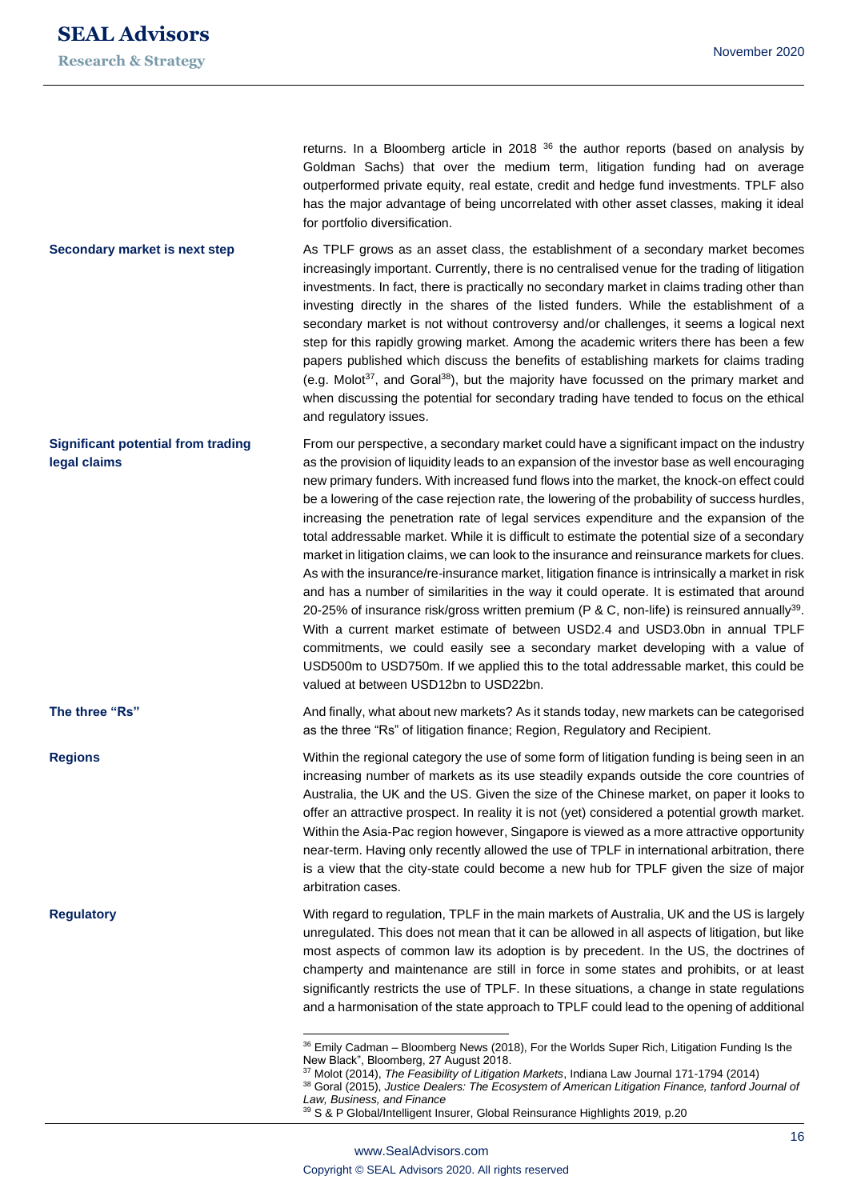returns. In a Bloomberg article in 2018 [36] the author reports (based on analysis by Goldman Sachs) that over the medium term, litigation funding had on average outperformed private equity, real estate, credit and hedge fund investments. TPLF also has the major advantage of being uncorrelated with other asset classes, making it ideal for portfolio diversification.

**Secondary market is next step**

As TPLF grows as an asset class, the establishment of a secondary market becomes increasingly important. Currently, there is no centralised venue for the trading of litigation investments. In fact, there is practically no secondary market in claims trading other than investing directly in the shares of the listed funders. While the establishment of a secondary market is not without controversy and/or challenges, it seems a logical next step for this rapidly growing market. Among the academic writers there has been a few papers published which discuss the benefits of establishing markets for claims trading (e.g. Molot[37], and Goral[38]), but the majority have focussed on the primary market and when discussing the potential for secondary trading have tended to focus on the ethical and regulatory issues.

**Significant potential from trading legal claims**

From our perspective, a secondary market could have a significant impact on the industry as the provision of liquidity leads to an expansion of the investor base as well encouraging new primary funders. With increased fund flows into the market, the knock-on effect could be a lowering of the case rejection rate, the lowering of the probability of success hurdles, increasing the penetration rate of legal services expenditure and the expansion of the total addressable market. While it is difficult to estimate the potential size of a secondary market in litigation claims, we can look to the insurance and reinsurance markets for clues. As with the insurance/re-insurance market, litigation finance is intrinsically a market in risk and has a number of similarities in the way it could operate. It is estimated that around 20-25% of insurance risk/gross written premium (P & C, non-life) is reinsured annually[39]. With a current market estimate of between USD2.4 and USD3.0bn in annual TPLF commitments, we could easily see a secondary market developing with a value of USD500m to USD750m. If we applied this to the total addressable market, this could be valued at between USD12bn to USD22bn.

**The three "Rs"**

And finally, what about new markets? As it stands today, new markets can be categorised as the three "Rs" of litigation finance; Region, Regulatory and Recipient.

**Regions**

Within the regional category the use of some form of litigation funding is being seen in an increasing number of markets as its use steadily expands outside the core countries of Australia, the UK and the US. Given the size of the Chinese market, on paper it looks to offer an attractive prospect. In reality it is not (yet) considered a potential growth market. Within the Asia-Pac region however, Singapore is viewed as a more attractive opportunity near-term. Having only recently allowed the use of TPLF in international arbitration, there is a view that the city-state could become a new hub for TPLF given the size of major arbitration cases.

**Regulatory**

With regard to regulation, TPLF in the main markets of Australia, UK and the US is largely unregulated. This does not mean that it can be allowed in all aspects of litigation, but like most aspects of common law its adoption is by precedent. In the US, the doctrines of champerty and maintenance are still in force in some states and prohibits, or at least significantly restricts the use of TPLF. In these situations, a change in state regulations and a harmonisation of the state approach to TPLF could lead to the opening of additional

---

[36] Emily Cadman – Bloomberg News (2018), For the Worlds Super Rich, Litigation Funding Is the New Black", Bloomberg, 27 August 2018.

[37] Molot (2014), *The Feasibility of Litigation Markets*, Indiana Law Journal 171-1794 (2014)

[38] Goral (2015), *Justice Dealers: The Ecosystem of American Litigation Finance, tanford Journal of Law, Business, and Finance*

[39] S & P Global/Intelligent Insurer, Global Reinsurance Highlights 2019, p.20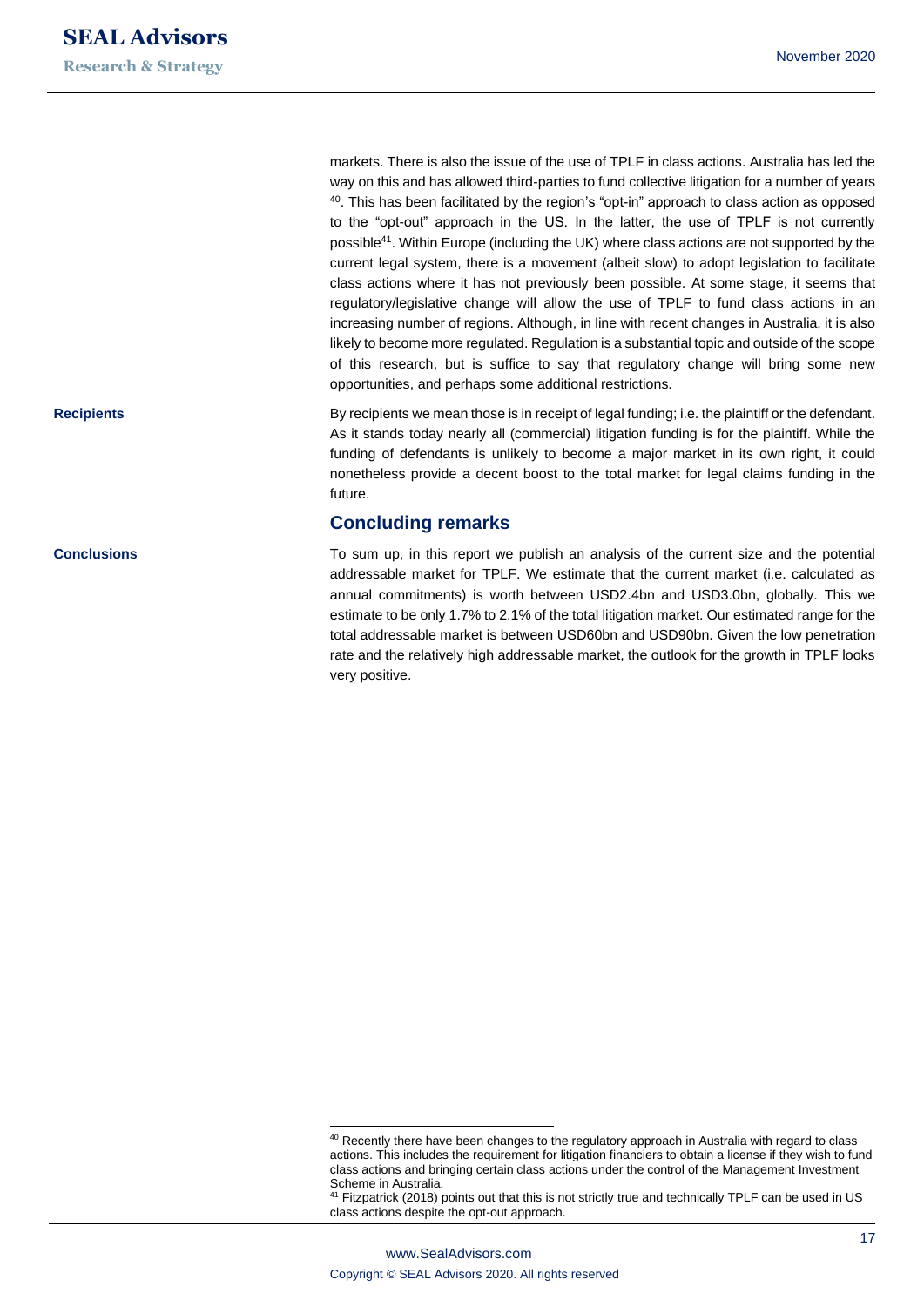markets. There is also the issue of the use of TPLF in class actions. Australia has led the way on this and has allowed third-parties to fund collective litigation for a number of years [40]. This has been facilitated by the region's "opt-in" approach to class action as opposed to the "opt-out" approach in the US. In the latter, the use of TPLF is not currently possible[41]. Within Europe (including the UK) where class actions are not supported by the current legal system, there is a movement (albeit slow) to adopt legislation to facilitate class actions where it has not previously been possible. At some stage, it seems that regulatory/legislative change will allow the use of TPLF to fund class actions in an increasing number of regions. Although, in line with recent changes in Australia, it is also likely to become more regulated. Regulation is a substantial topic and outside of the scope of this research, but is suffice to say that regulatory change will bring some new opportunities, and perhaps some additional restrictions.

**Recipients**

By recipients we mean those is in receipt of legal funding; i.e. the plaintiff or the defendant. As it stands today nearly all (commercial) litigation funding is for the plaintiff. While the funding of defendants is unlikely to become a major market in its own right, it could nonetheless provide a decent boost to the total market for legal claims funding in the future.

## Concluding remarks

**Conclusions**

To sum up, in this report we publish an analysis of the current size and the potential addressable market for TPLF. We estimate that the current market (i.e. calculated as annual commitments) is worth between USD2.4bn and USD3.0bn, globally. This we estimate to be only 1.7% to 2.1% of the total litigation market. Our estimated range for the total addressable market is between USD60bn and USD90bn. Given the low penetration rate and the relatively high addressable market, the outlook for the growth in TPLF looks very positive.

---

[40] Recently there have been changes to the regulatory approach in Australia with regard to class actions. This includes the requirement for litigation financiers to obtain a license if they wish to fund class actions and bringing certain class actions under the control of the Management Investment Scheme in Australia.

[41] Fitzpatrick (2018) points out that this is not strictly true and technically TPLF can be used in US class actions despite the opt-out approach.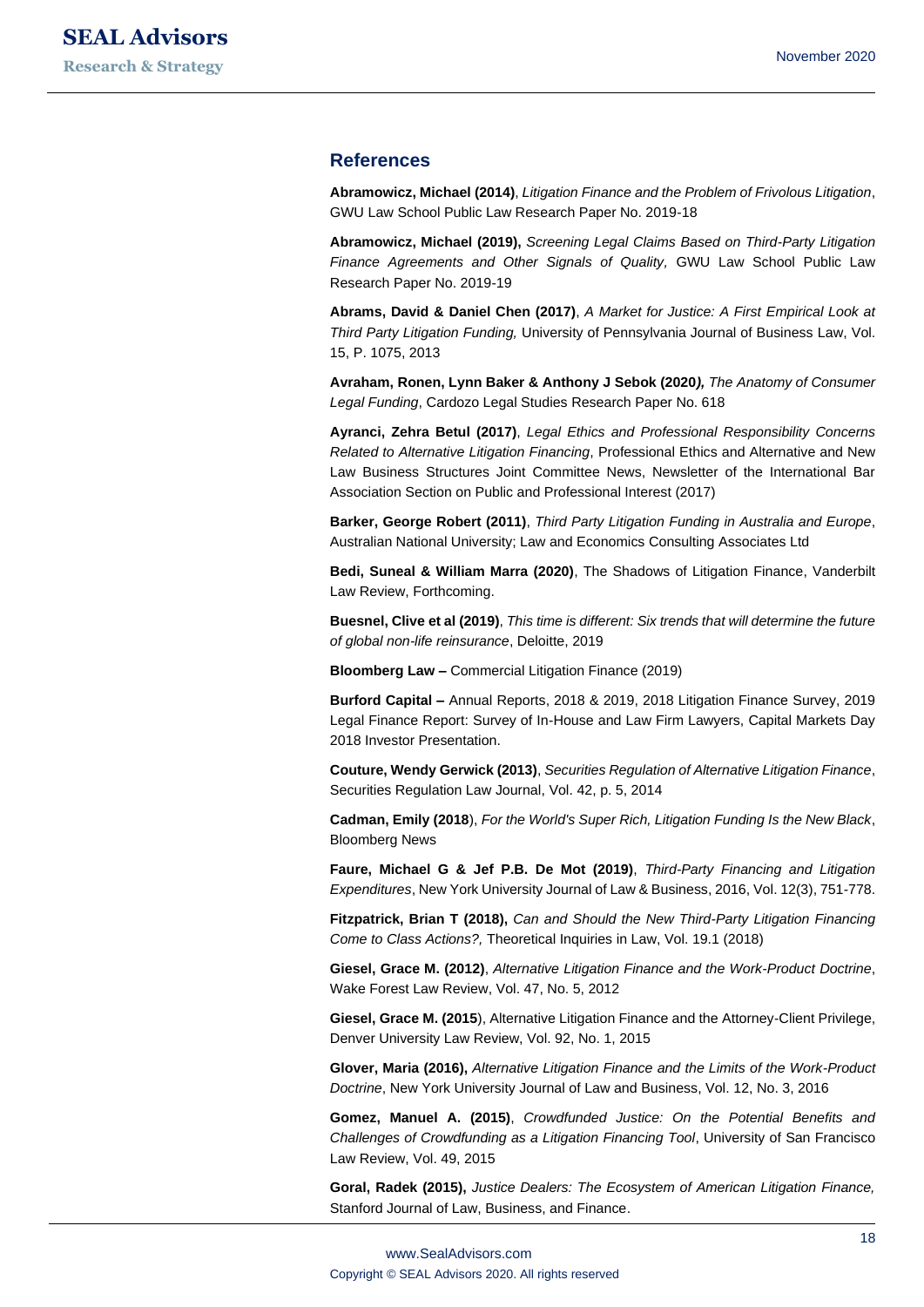## References

**Abramowicz, Michael (2014)**, *Litigation Finance and the Problem of Frivolous Litigation*, GWU Law School Public Law Research Paper No. 2019-18

**Abramowicz, Michael (2019),** *Screening Legal Claims Based on Third-Party Litigation Finance Agreements and Other Signals of Quality,* GWU Law School Public Law Research Paper No. 2019-19

**Abrams, David & Daniel Chen (2017)**, *A Market for Justice: A First Empirical Look at Third Party Litigation Funding,* University of Pennsylvania Journal of Business Law, Vol. 15, P. 1075, 2013

**Avraham, Ronen, Lynn Baker & Anthony J Sebok (2020***),* *The Anatomy of Consumer Legal Funding*, Cardozo Legal Studies Research Paper No. 618

**Ayranci, Zehra Betul (2017)**, *Legal Ethics and Professional Responsibility Concerns Related to Alternative Litigation Financing*, Professional Ethics and Alternative and New Law Business Structures Joint Committee News, Newsletter of the International Bar Association Section on Public and Professional Interest (2017)

**Barker, George Robert (2011)**, *Third Party Litigation Funding in Australia and Europe*, Australian National University; Law and Economics Consulting Associates Ltd

**Bedi, Suneal & William Marra (2020)**, The Shadows of Litigation Finance, Vanderbilt Law Review, Forthcoming.

**Buesnel, Clive et al (2019)**, *This time is different: Six trends that will determine the future of global non-life reinsurance*, Deloitte, 2019

**Bloomberg Law –** Commercial Litigation Finance (2019)

**Burford Capital –** Annual Reports, 2018 & 2019, 2018 Litigation Finance Survey, 2019 Legal Finance Report: Survey of In-House and Law Firm Lawyers, Capital Markets Day 2018 Investor Presentation.

**Couture, Wendy Gerwick (2013)**, *Securities Regulation of Alternative Litigation Finance*, Securities Regulation Law Journal, Vol. 42, p. 5, 2014

**Cadman, Emily (2018**), *For the World's Super Rich, Litigation Funding Is the New Black*, Bloomberg News

**Faure, Michael G & Jef P.B. De Mot (2019)**, *Third-Party Financing and Litigation Expenditures*, New York University Journal of Law & Business, 2016, Vol. 12(3), 751-778.

**Fitzpatrick, Brian T (2018),** *Can and Should the New Third-Party Litigation Financing Come to Class Actions?,* Theoretical Inquiries in Law, Vol. 19.1 (2018)

**Giesel, Grace M. (2012)**, *Alternative Litigation Finance and the Work-Product Doctrine*, Wake Forest Law Review, Vol. 47, No. 5, 2012

**Giesel, Grace M. (2015**), Alternative Litigation Finance and the Attorney-Client Privilege, Denver University Law Review, Vol. 92, No. 1, 2015

**Glover, Maria (2016),** *Alternative Litigation Finance and the Limits of the Work-Product Doctrine*, New York University Journal of Law and Business, Vol. 12, No. 3, 2016

**Gomez, Manuel A. (2015)**, *Crowdfunded Justice: On the Potential Benefits and Challenges of Crowdfunding as a Litigation Financing Tool*, University of San Francisco Law Review, Vol. 49, 2015

**Goral, Radek (2015),** *Justice Dealers: The Ecosystem of American Litigation Finance,* Stanford Journal of Law, Business, and Finance.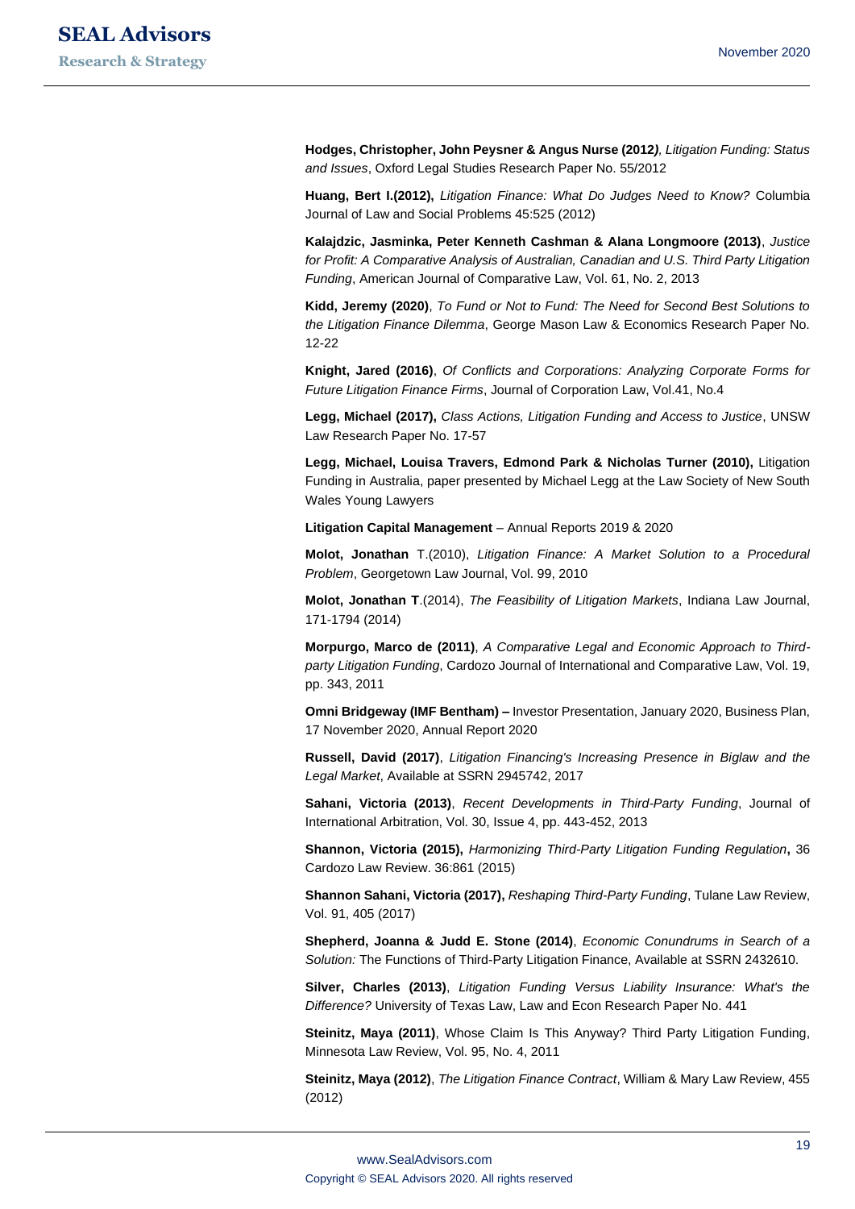**Hodges, Christopher, John Peysner & Angus Nurse (2012*)*, *Litigation Funding: Status and Issues*, Oxford Legal Studies Research Paper No. 55/2012

**Huang, Bert I.(2012),** *Litigation Finance: What Do Judges Need to Know?* Columbia Journal of Law and Social Problems 45:525 (2012)

**Kalajdzic, Jasminka, Peter Kenneth Cashman & Alana Longmoore (2013)**, *Justice for Profit: A Comparative Analysis of Australian, Canadian and U.S. Third Party Litigation Funding*, American Journal of Comparative Law, Vol. 61, No. 2, 2013

**Kidd, Jeremy (2020)**, *To Fund or Not to Fund: The Need for Second Best Solutions to the Litigation Finance Dilemma*, George Mason Law & Economics Research Paper No. 12-22

**Knight, Jared (2016)**, *Of Conflicts and Corporations: Analyzing Corporate Forms for Future Litigation Finance Firms*, Journal of Corporation Law, Vol.41, No.4

**Legg, Michael (2017),** *Class Actions, Litigation Funding and Access to Justice*, UNSW Law Research Paper No. 17-57

**Legg, Michael, Louisa Travers, Edmond Park & Nicholas Turner (2010),** Litigation Funding in Australia, paper presented by Michael Legg at the Law Society of New South Wales Young Lawyers

**Litigation Capital Management** – Annual Reports 2019 & 2020

**Molot, Jonathan** T.(2010), *Litigation Finance: A Market Solution to a Procedural Problem*, Georgetown Law Journal, Vol. 99, 2010

**Molot, Jonathan T**.(2014), *The Feasibility of Litigation Markets*, Indiana Law Journal, 171-1794 (2014)

**Morpurgo, Marco de (2011)**, *A Comparative Legal and Economic Approach to Third-party Litigation Funding*, Cardozo Journal of International and Comparative Law, Vol. 19, pp. 343, 2011

**Omni Bridgeway (IMF Bentham) –** Investor Presentation, January 2020, Business Plan, 17 November 2020, Annual Report 2020

**Russell, David (2017)**, *Litigation Financing's Increasing Presence in Biglaw and the Legal Market*, Available at SSRN 2945742, 2017

**Sahani, Victoria (2013)**, *Recent Developments in Third-Party Funding*, Journal of International Arbitration, Vol. 30, Issue 4, pp. 443-452, 2013

**Shannon, Victoria (2015),** *Harmonizing Third-Party Litigation Funding Regulation***,** 36 Cardozo Law Review. 36:861 (2015)

**Shannon Sahani, Victoria (2017),** *Reshaping Third-Party Funding*, Tulane Law Review, Vol. 91, 405 (2017)

**Shepherd, Joanna & Judd E. Stone (2014)**, *Economic Conundrums in Search of a Solution:* The Functions of Third-Party Litigation Finance, Available at SSRN 2432610.

**Silver, Charles (2013)**, *Litigation Funding Versus Liability Insurance: What's the Difference?* University of Texas Law, Law and Econ Research Paper No. 441

**Steinitz, Maya (2011)**, Whose Claim Is This Anyway? Third Party Litigation Funding, Minnesota Law Review, Vol. 95, No. 4, 2011

**Steinitz, Maya (2012)**, *The Litigation Finance Contract*, William & Mary Law Review, 455 (2012)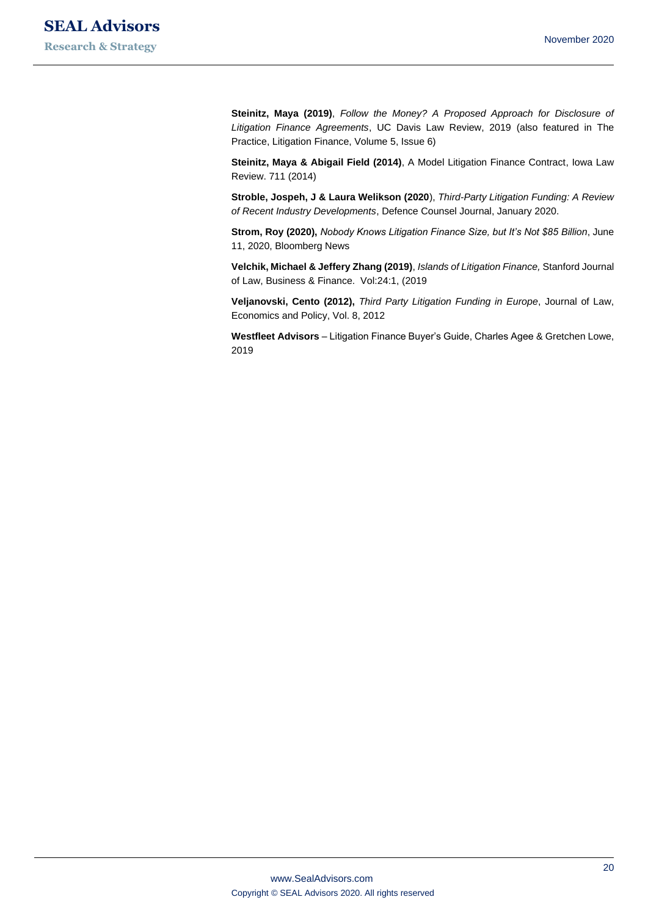**Steinitz, Maya (2019)**, *Follow the Money? A Proposed Approach for Disclosure of Litigation Finance Agreements*, UC Davis Law Review, 2019 (also featured in The Practice, Litigation Finance, Volume 5, Issue 6)

**Steinitz, Maya & Abigail Field (2014)**, A Model Litigation Finance Contract, Iowa Law Review. 711 (2014)

**Stroble, Jospeh, J & Laura Welikson (2020**), *Third-Party Litigation Funding: A Review of Recent Industry Developments*, Defence Counsel Journal, January 2020.

**Strom, Roy (2020),** *Nobody Knows Litigation Finance Size, but It's Not $85 Billion*, June 11, 2020, Bloomberg News

**Velchik, Michael & Jeffery Zhang (2019)**, *Islands of Litigation Finance,* Stanford Journal of Law, Business & Finance. Vol:24:1, (2019

**Veljanovski, Cento (2012),** *Third Party Litigation Funding in Europe*, Journal of Law, Economics and Policy, Vol. 8, 2012

**Westfleet Advisors** – Litigation Finance Buyer's Guide, Charles Agee & Gretchen Lowe, 2019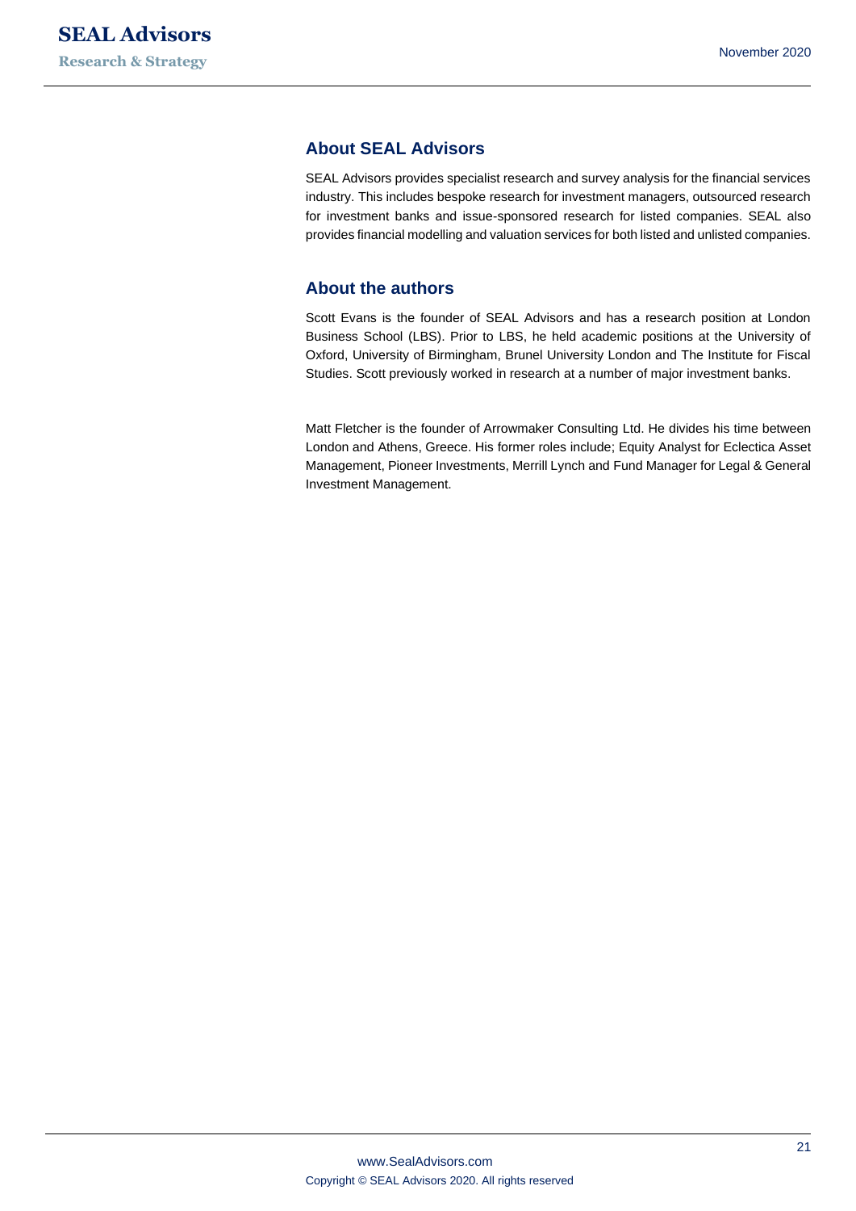## About SEAL Advisors

SEAL Advisors provides specialist research and survey analysis for the financial services industry. This includes bespoke research for investment managers, outsourced research for investment banks and issue-sponsored research for listed companies. SEAL also provides financial modelling and valuation services for both listed and unlisted companies.

## About the authors

Scott Evans is the founder of SEAL Advisors and has a research position at London Business School (LBS). Prior to LBS, he held academic positions at the University of Oxford, University of Birmingham, Brunel University London and The Institute for Fiscal Studies. Scott previously worked in research at a number of major investment banks.

Matt Fletcher is the founder of Arrowmaker Consulting Ltd. He divides his time between London and Athens, Greece. His former roles include; Equity Analyst for Eclectica Asset Management, Pioneer Investments, Merrill Lynch and Fund Manager for Legal & General Investment Management.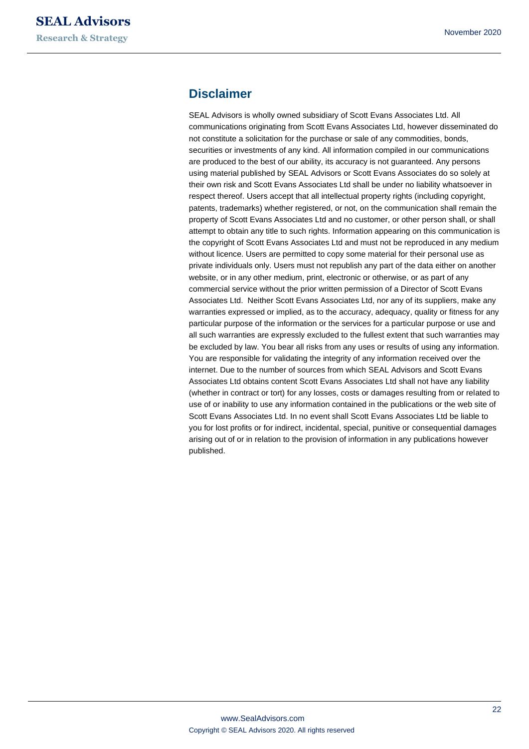## Disclaimer

SEAL Advisors is wholly owned subsidiary of Scott Evans Associates Ltd. All communications originating from Scott Evans Associates Ltd, however disseminated do not constitute a solicitation for the purchase or sale of any commodities, bonds, securities or investments of any kind. All information compiled in our communications are produced to the best of our ability, its accuracy is not guaranteed. Any persons using material published by SEAL Advisors or Scott Evans Associates do so solely at their own risk and Scott Evans Associates Ltd shall be under no liability whatsoever in respect thereof. Users accept that all intellectual property rights (including copyright, patents, trademarks) whether registered, or not, on the communication shall remain the property of Scott Evans Associates Ltd and no customer, or other person shall, or shall attempt to obtain any title to such rights. Information appearing on this communication is the copyright of Scott Evans Associates Ltd and must not be reproduced in any medium without licence. Users are permitted to copy some material for their personal use as private individuals only. Users must not republish any part of the data either on another website, or in any other medium, print, electronic or otherwise, or as part of any commercial service without the prior written permission of a Director of Scott Evans Associates Ltd. Neither Scott Evans Associates Ltd, nor any of its suppliers, make any warranties expressed or implied, as to the accuracy, adequacy, quality or fitness for any particular purpose of the information or the services for a particular purpose or use and all such warranties are expressly excluded to the fullest extent that such warranties may be excluded by law. You bear all risks from any uses or results of using any information. You are responsible for validating the integrity of any information received over the internet. Due to the number of sources from which SEAL Advisors and Scott Evans Associates Ltd obtains content Scott Evans Associates Ltd shall not have any liability (whether in contract or tort) for any losses, costs or damages resulting from or related to use of or inability to use any information contained in the publications or the web site of Scott Evans Associates Ltd. In no event shall Scott Evans Associates Ltd be liable to you for lost profits or for indirect, incidental, special, punitive or consequential damages arising out of or in relation to the provision of information in any publications however published.